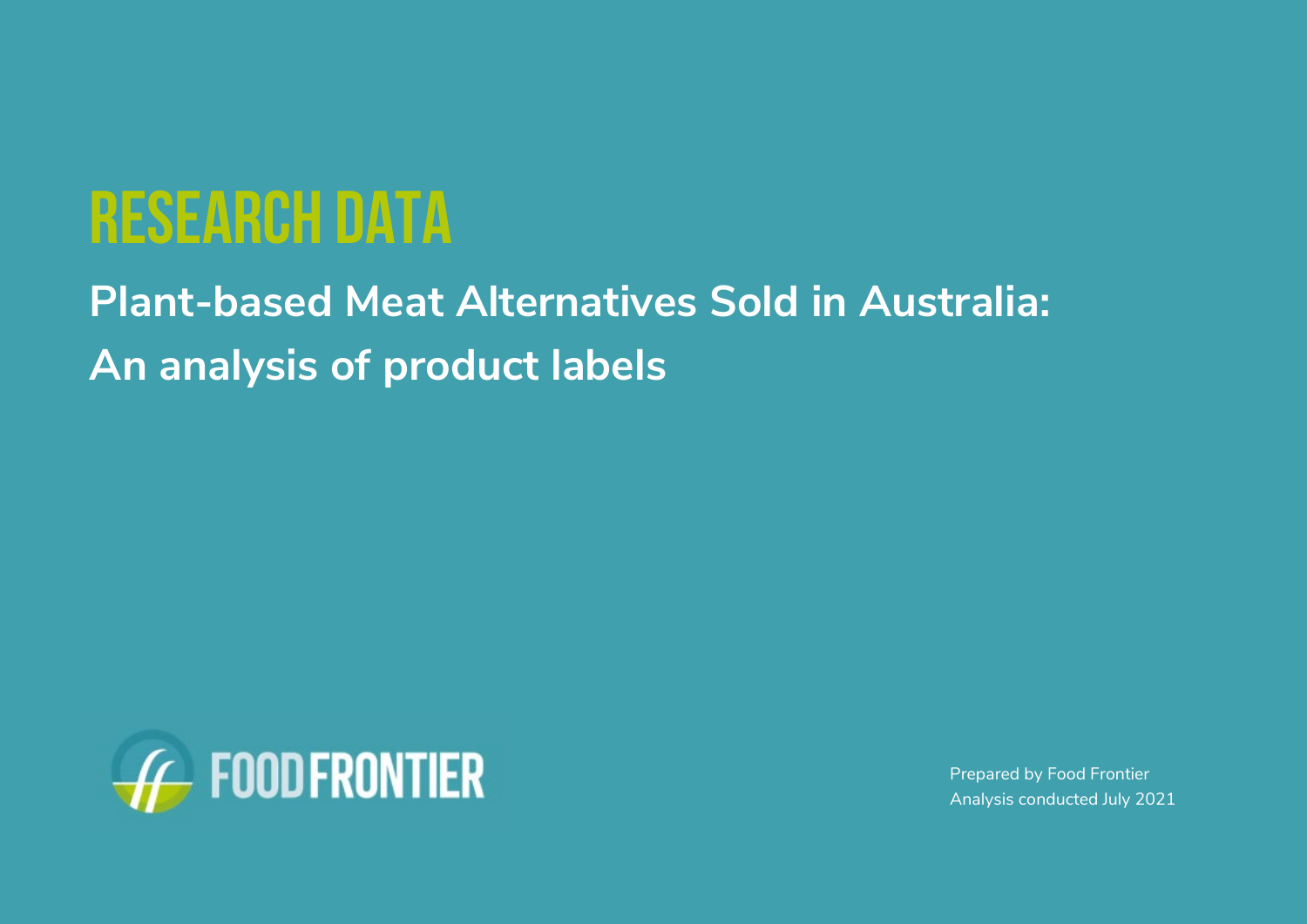# RESEARCH DATA

## Plant-based Meat Alternatives Sold in Australia: An analysis of product labels

FOODFRONTIER

Prepared by Food Frontier
Analysis conducted July 2021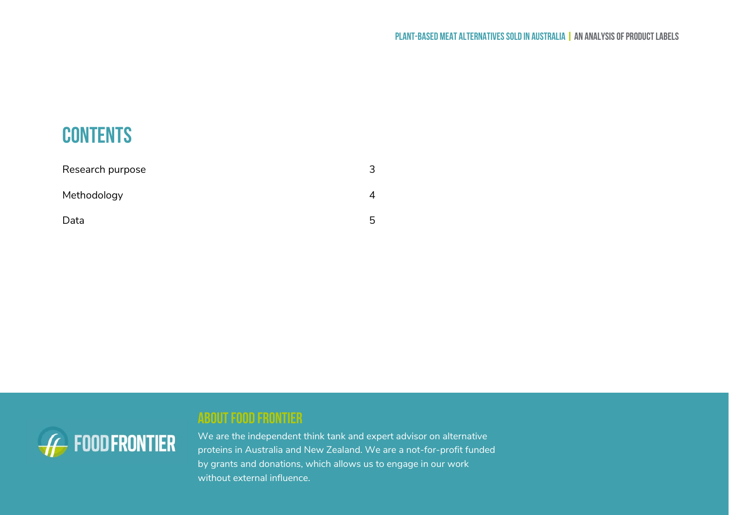# CONTENTS

| | |
|---|---|
| Research purpose | 3 |
| Methodology | 4 |
| Data | 5 |

## ABOUT FOOD FRONTIER

We are the independent think tank and expert advisor on alternative proteins in Australia and New Zealand. We are a not-for-profit funded by grants and donations, which allows us to engage in our work without external influence.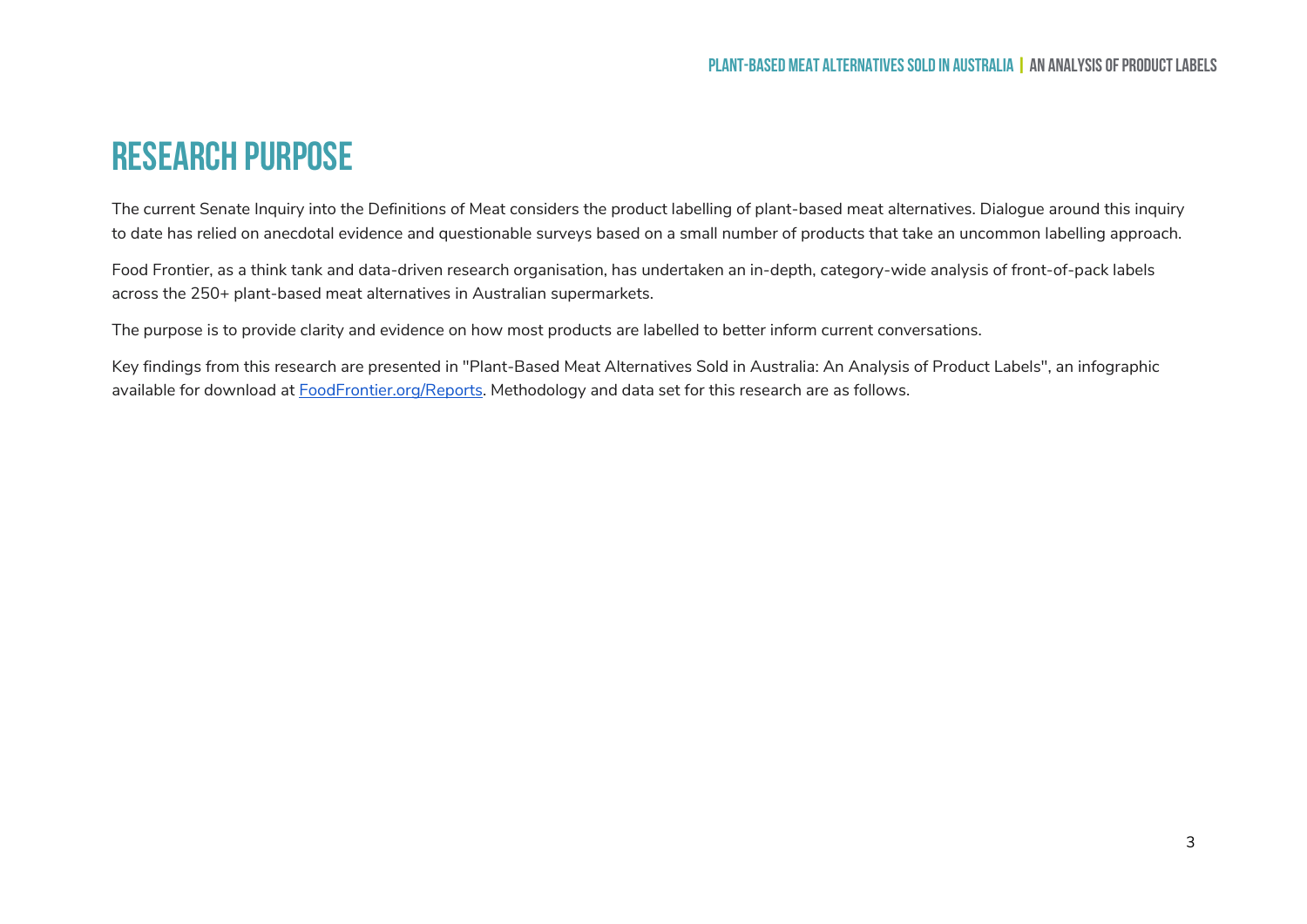# RESEARCH PURPOSE

The current Senate Inquiry into the Definitions of Meat considers the product labelling of plant-based meat alternatives. Dialogue around this inquiry to date has relied on anecdotal evidence and questionable surveys based on a small number of products that take an uncommon labelling approach.

Food Frontier, as a think tank and data-driven research organisation, has undertaken an in-depth, category-wide analysis of front-of-pack labels across the 250+ plant-based meat alternatives in Australian supermarkets.

The purpose is to provide clarity and evidence on how most products are labelled to better inform current conversations.

Key findings from this research are presented in "Plant-Based Meat Alternatives Sold in Australia: An Analysis of Product Labels", an infographic available for download at [FoodFrontier.org/Reports](FoodFrontier.org/Reports). Methodology and data set for this research are as follows.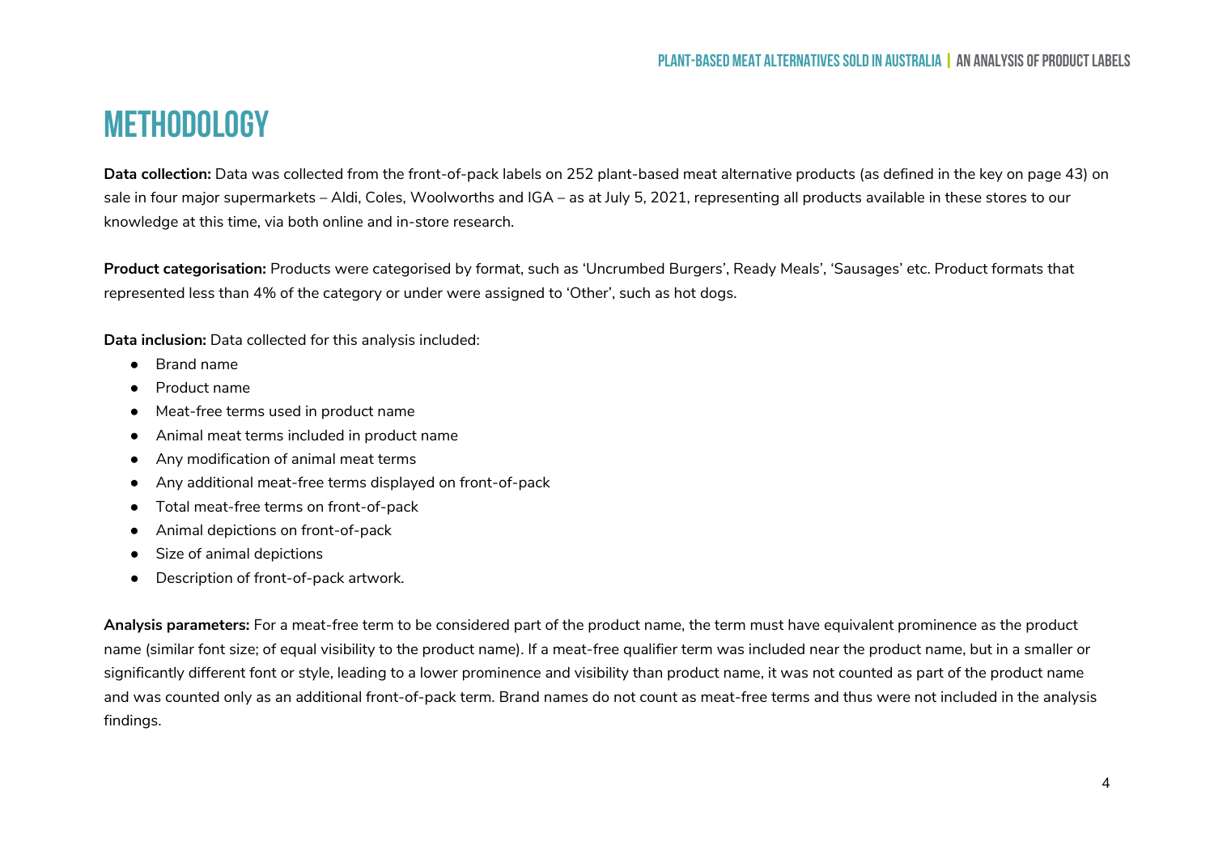# METHODOLOGY

**Data collection:** Data was collected from the front-of-pack labels on 252 plant-based meat alternative products (as defined in the key on page 43) on sale in four major supermarkets – Aldi, Coles, Woolworths and IGA – as at July 5, 2021, representing all products available in these stores to our knowledge at this time, via both online and in-store research.

**Product categorisation:** Products were categorised by format, such as 'Uncrumbed Burgers', Ready Meals', 'Sausages' etc. Product formats that represented less than 4% of the category or under were assigned to 'Other', such as hot dogs.

**Data inclusion:** Data collected for this analysis included:

- Brand name
- Product name
- Meat-free terms used in product name
- Animal meat terms included in product name
- Any modification of animal meat terms
- Any additional meat-free terms displayed on front-of-pack
- Total meat-free terms on front-of-pack
- Animal depictions on front-of-pack
- Size of animal depictions
- Description of front-of-pack artwork.

**Analysis parameters:** For a meat-free term to be considered part of the product name, the term must have equivalent prominence as the product name (similar font size; of equal visibility to the product name). If a meat-free qualifier term was included near the product name, but in a smaller or significantly different font or style, leading to a lower prominence and visibility than product name, it was not counted as part of the product name and was counted only as an additional front-of-pack term. Brand names do not count as meat-free terms and thus were not included in the analysis findings.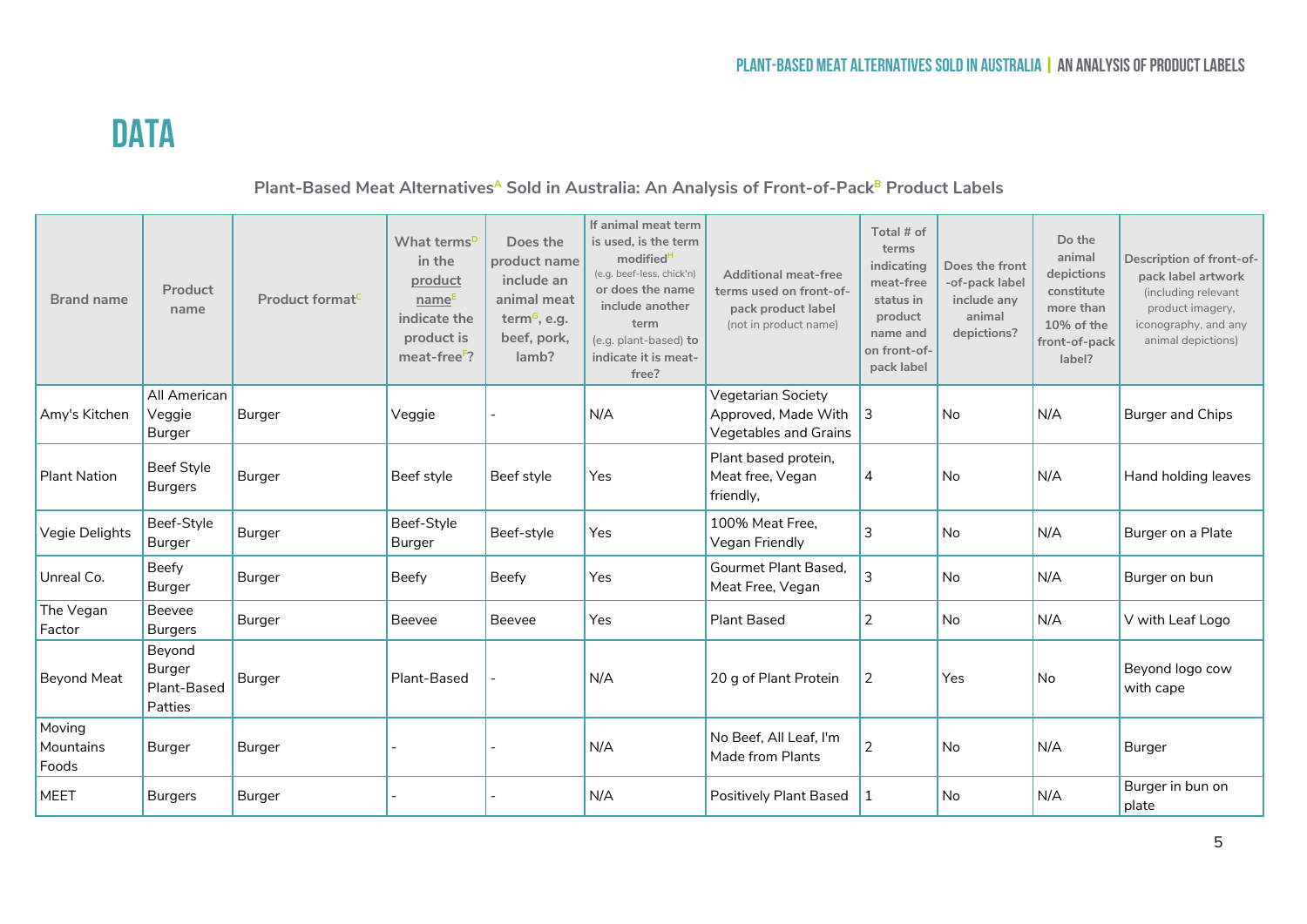# DATA

**Plant-Based Meat Alternatives[A] Sold in Australia: An Analysis of Front-of-Pack[B] Product Labels**

| Brand name | Product name | Product format[C] | What terms[D] in the product name[E] indicate the product is meat-free[F]? | Does the product name include an animal meat term[G], e.g. beef, pork, lamb? | If animal meat term is used, is the term modified[H] (e.g. beef-less, chick'n) or does the name include another term (e.g. plant-based) to indicate it is meat-free? | Additional meat-free terms used on front-of-pack product label (not in product name) | Total # of terms indicating meat-free status in product name and on front-of-pack label | Does the front-of-pack label include any animal depictions? | Do the animal depictions constitute more than 10% of the front-of-pack label? | Description of front-of-pack label artwork (including relevant product imagery, iconography, and any animal depictions) |
|---|---|---|---|---|---|---|---|---|---|---|
| Amy's Kitchen | All American Veggie Burger | Burger | Veggie | - | N/A | Vegetarian Society Approved, Made With Vegetables and Grains | 3 | No | N/A | Burger and Chips |
| Plant Nation | Beef Style Burgers | Burger | Beef style | Beef style | Yes | Plant based protein, Meat free, Vegan friendly, | 4 | No | N/A | Hand holding leaves |
| Vegie Delights | Beef-Style Burger | Burger | Beef-Style Burger | Beef-style | Yes | 100% Meat Free, Vegan Friendly | 3 | No | N/A | Burger on a Plate |
| Unreal Co. | Beefy Burger | Burger | Beefy | Beefy | Yes | Gourmet Plant Based, Meat Free, Vegan | 3 | No | N/A | Burger on bun |
| The Vegan Factor | Beevee Burgers | Burger | Beevee | Beevee | Yes | Plant Based | 2 | No | N/A | V with Leaf Logo |
| Beyond Meat | Beyond Burger Plant-Based Patties | Burger | Plant-Based | - | N/A | 20 g of Plant Protein | 2 | Yes | No | Beyond logo cow with cape |
| Moving Mountains Foods | Burger | Burger | - | - | N/A | No Beef, All Leaf, I'm Made from Plants | 2 | No | N/A | Burger |
| MEET | Burgers | Burger | - | - | N/A | Positively Plant Based | 1 | No | N/A | Burger in bun on plate |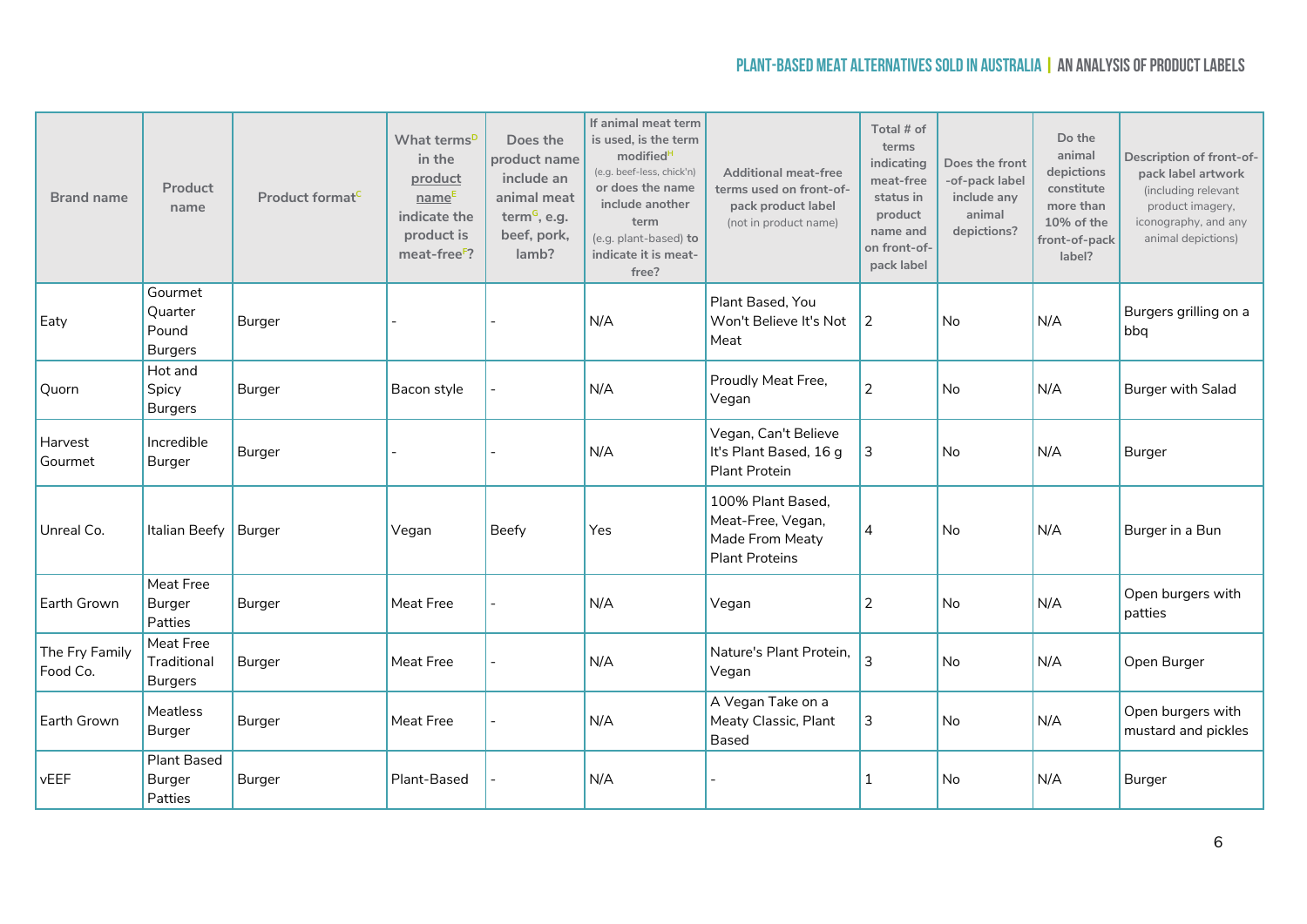| Brand name | Product name | Product format[C] | What terms[D] in the product name[E] indicate the product is meat-free[F]? | Does the product name include an animal meat term[G], e.g. beef, pork, lamb? | If animal meat term is used, is the term modified[H] (e.g. beef-less, chick'n) or does the name include another term (e.g. plant-based) to indicate it is meat-free? | Additional meat-free terms used on front-of-pack product label (not in product name) | Total # of terms indicating meat-free status in product name and on front-of-pack label | Does the front-of-pack label include any animal depictions? | Do the animal depictions constitute more than 10% of the front-of-pack label? | Description of front-of-pack label artwork (including relevant product imagery, iconography, and any animal depictions) |
|---|---|---|---|---|---|---|---|---|---|---|
| Eaty | Gourmet Quarter Pound Burgers | Burger | - | - | N/A | Plant Based, You Won't Believe It's Not Meat | 2 | No | N/A | Burgers grilling on a bbq |
| Quorn | Hot and Spicy Burgers | Burger | Bacon style | - | N/A | Proudly Meat Free, Vegan | 2 | No | N/A | Burger with Salad |
| Harvest Gourmet | Incredible Burger | Burger | - | - | N/A | Vegan, Can't Believe It's Plant Based, 16 g Plant Protein | 3 | No | N/A | Burger |
| Unreal Co. | Italian Beefy | Burger | Vegan | Beefy | Yes | 100% Plant Based, Meat-Free, Vegan, Made From Meaty Plant Proteins | 4 | No | N/A | Burger in a Bun |
| Earth Grown | Meat Free Burger Patties | Burger | Meat Free | - | N/A | Vegan | 2 | No | N/A | Open burgers with patties |
| The Fry Family Food Co. | Meat Free Traditional Burgers | Burger | Meat Free | - | N/A | Nature's Plant Protein, Vegan | 3 | No | N/A | Open Burger |
| Earth Grown | Meatless Burger | Burger | Meat Free | - | N/A | A Vegan Take on a Meaty Classic, Plant Based | 3 | No | N/A | Open burgers with mustard and pickles |
| vEEF | Plant Based Burger Patties | Burger | Plant-Based | - | N/A | - | 1 | No | N/A | Burger |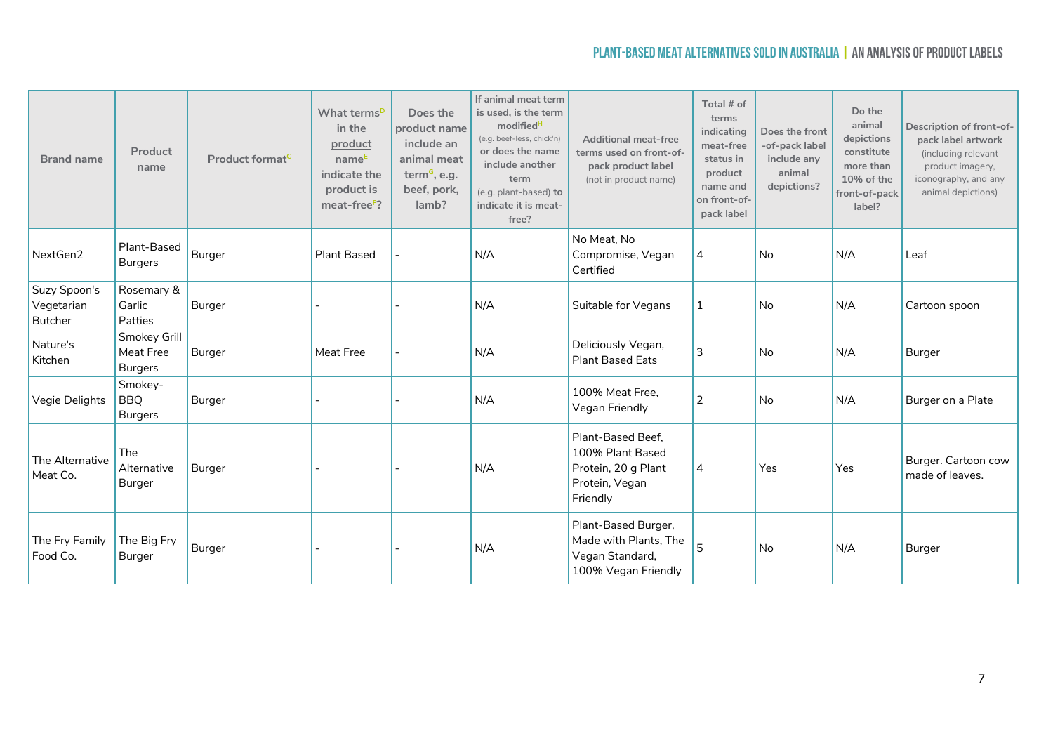| Brand name | Product name | Product format[C] | What terms[D] in the product name[E] indicate the product is meat-free[F]? | Does the product name include an animal meat term[G], e.g. beef, pork, lamb? | If animal meat term is used, is the term modified[H] (e.g. beef-less, chick'n) or does the name include another term (e.g. plant-based) to indicate it is meat-free? | Additional meat-free terms used on front-of-pack product label (not in product name) | Total # of terms indicating meat-free status in product name and on front-of-pack label | Does the front-of-pack label include any animal depictions? | Do the animal depictions constitute more than 10% of the front-of-pack label? | Description of front-of-pack label artwork (including relevant product imagery, iconography, and any animal depictions) |
|---|---|---|---|---|---|---|---|---|---|---|
| NextGen2 | Plant-Based Burgers | Burger | Plant Based | - | N/A | No Meat, No Compromise, Vegan Certified | 4 | No | N/A | Leaf |
| Suzy Spoon's Vegetarian Butcher | Rosemary & Garlic Patties | Burger | - | - | N/A | Suitable for Vegans | 1 | No | N/A | Cartoon spoon |
| Nature's Kitchen | Smokey Grill Meat Free Burgers | Burger | Meat Free | - | N/A | Deliciously Vegan, Plant Based Eats | 3 | No | N/A | Burger |
| Vegie Delights | Smokey-BBQ Burgers | Burger | - | - | N/A | 100% Meat Free, Vegan Friendly | 2 | No | N/A | Burger on a Plate |
| The Alternative Meat Co. | The Alternative Burger | Burger | - | - | N/A | Plant-Based Beef, 100% Plant Based Protein, 20 g Plant Protein, Vegan Friendly | 4 | Yes | Yes | Burger. Cartoon cow made of leaves. |
| The Fry Family Food Co. | The Big Fry Burger | Burger | - | - | N/A | Plant-Based Burger, Made with Plants, The Vegan Standard, 100% Vegan Friendly | 5 | No | N/A | Burger |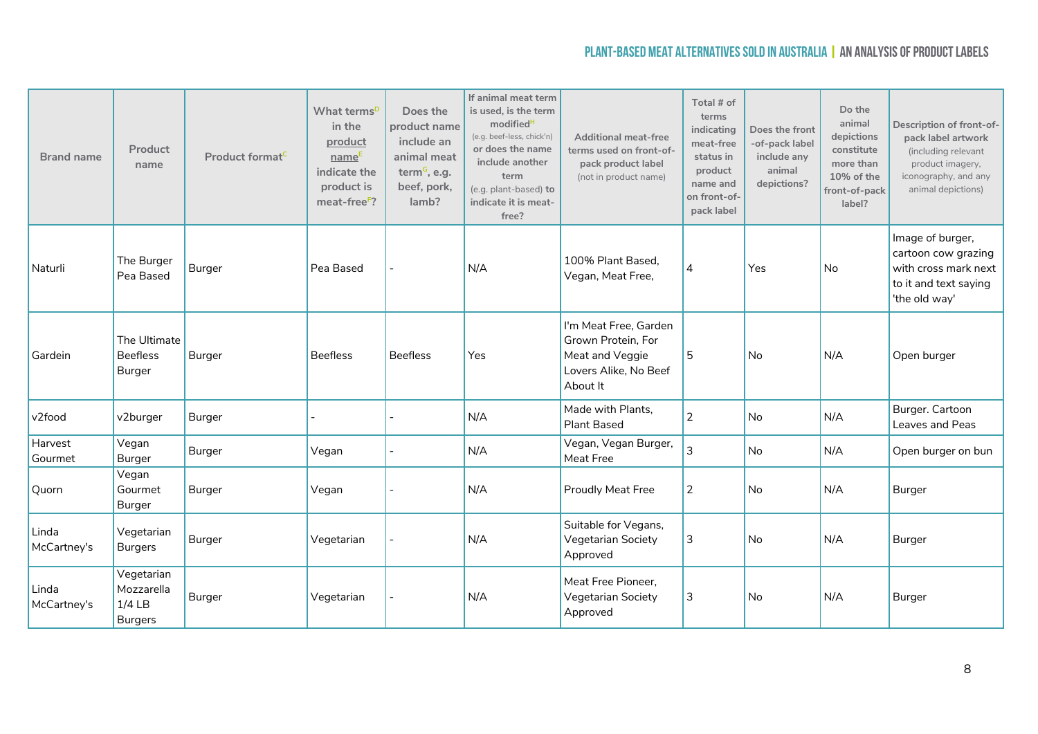| Brand name | Product name | Product format[C] | What terms[D] in the product name[E] indicate the product is meat-free[F]? | Does the product name include an animal meat term[G], e.g. beef, pork, lamb? | If animal meat term is used, is the term modified[H] (e.g. beef-less, chick'n) or does the name include another term (e.g. plant-based) to indicate it is meat-free? | Additional meat-free terms used on front-of-pack product label (not in product name) | Total # of terms indicating meat-free status in product name and on front-of-pack label | Does the front -of-pack label include any animal depictions? | Do the animal depictions constitute more than 10% of the front-of-pack label? | Description of front-of-pack label artwork (including relevant product imagery, iconography, and any animal depictions) |
|---|---|---|---|---|---|---|---|---|---|---|
| Naturli | The Burger Pea Based | Burger | Pea Based | - | N/A | 100% Plant Based, Vegan, Meat Free, | 4 | Yes | No | Image of burger, cartoon cow grazing with cross mark next to it and text saying 'the old way' |
| Gardein | The Ultimate Beefless Burger | Burger | Beefless | Beefless | Yes | I'm Meat Free, Garden Grown Protein, For Meat and Veggie Lovers Alike, No Beef About It | 5 | No | N/A | Open burger |
| v2food | v2burger | Burger | - | - | N/A | Made with Plants, Plant Based | 2 | No | N/A | Burger. Cartoon Leaves and Peas |
| Harvest Gourmet | Vegan Burger | Burger | Vegan | - | N/A | Vegan, Vegan Burger, Meat Free | 3 | No | N/A | Open burger on bun |
| Quorn | Vegan Gourmet Burger | Burger | Vegan | - | N/A | Proudly Meat Free | 2 | No | N/A | Burger |
| Linda McCartney's | Vegetarian Burgers | Burger | Vegetarian | - | N/A | Suitable for Vegans, Vegetarian Society Approved | 3 | No | N/A | Burger |
| Linda McCartney's | Vegetarian Mozzarella 1/4 LB Burgers | Burger | Vegetarian | - | N/A | Meat Free Pioneer, Vegetarian Society Approved | 3 | No | N/A | Burger |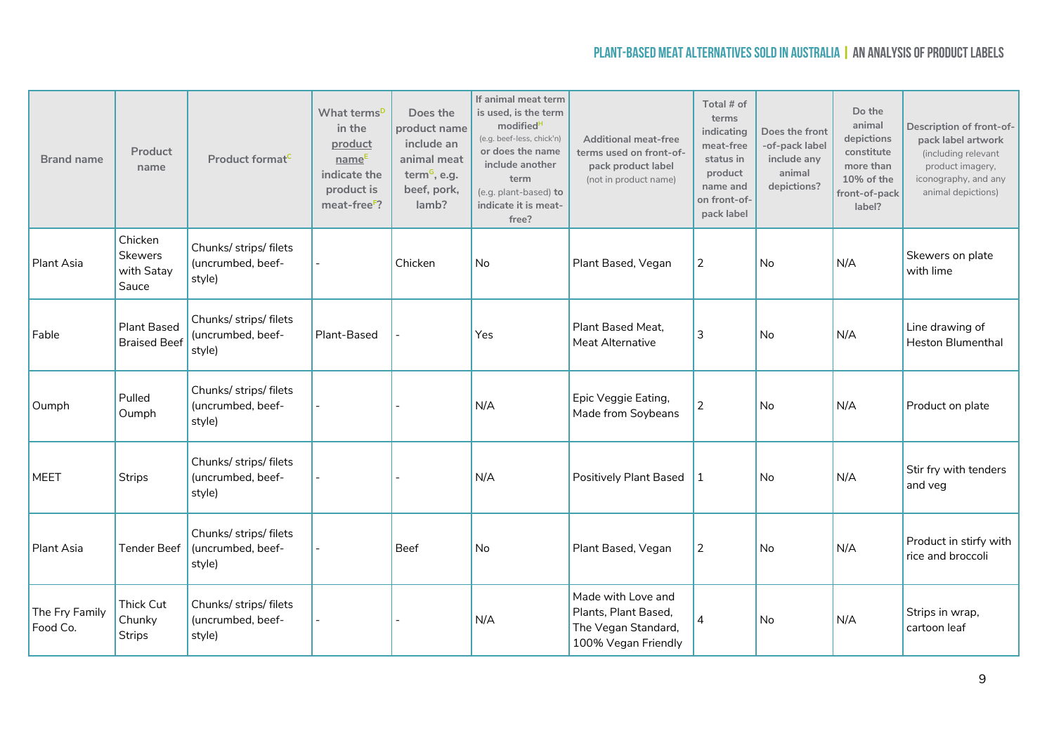| Brand name | Product name | Product format[C] | What terms[D] in the product name[E] indicate the product is meat-free[F]? | Does the product name include an animal meat term[G], e.g. beef, pork, lamb? | If animal meat term is used, is the term modified[H] (e.g. beef-less, chick'n) or does the name include another term (e.g. plant-based) to indicate it is meat-free? | Additional meat-free terms used on front-of-pack product label (not in product name) | Total # of terms indicating meat-free status in product name and on front-of-pack label | Does the front-of-pack label include any animal depictions? | Do the animal depictions constitute more than 10% of the front-of-pack label? | Description of front-of-pack label artwork (including relevant product imagery, iconography, and any animal depictions) |
|---|---|---|---|---|---|---|---|---|---|---|
| Plant Asia | Chicken Skewers with Satay Sauce | Chunks/ strips/ filets (uncrumbed, beef-style) | - | Chicken | No | Plant Based, Vegan | 2 | No | N/A | Skewers on plate with lime |
| Fable | Plant Based Braised Beef | Chunks/ strips/ filets (uncrumbed, beef-style) | Plant-Based | - | Yes | Plant Based Meat, Meat Alternative | 3 | No | N/A | Line drawing of Heston Blumenthal |
| Oumph | Pulled Oumph | Chunks/ strips/ filets (uncrumbed, beef-style) | - | - | N/A | Epic Veggie Eating, Made from Soybeans | 2 | No | N/A | Product on plate |
| MEET | Strips | Chunks/ strips/ filets (uncrumbed, beef-style) | - | - | N/A | Positively Plant Based | 1 | No | N/A | Stir fry with tenders and veg |
| Plant Asia | Tender Beef | Chunks/ strips/ filets (uncrumbed, beef-style) | - | Beef | No | Plant Based, Vegan | 2 | No | N/A | Product in stirfy with rice and broccoli |
| The Fry Family Food Co. | Thick Cut Chunky Strips | Chunks/ strips/ filets (uncrumbed, beef-style) | - | - | N/A | Made with Love and Plants, Plant Based, The Vegan Standard, 100% Vegan Friendly | 4 | No | N/A | Strips in wrap, cartoon leaf |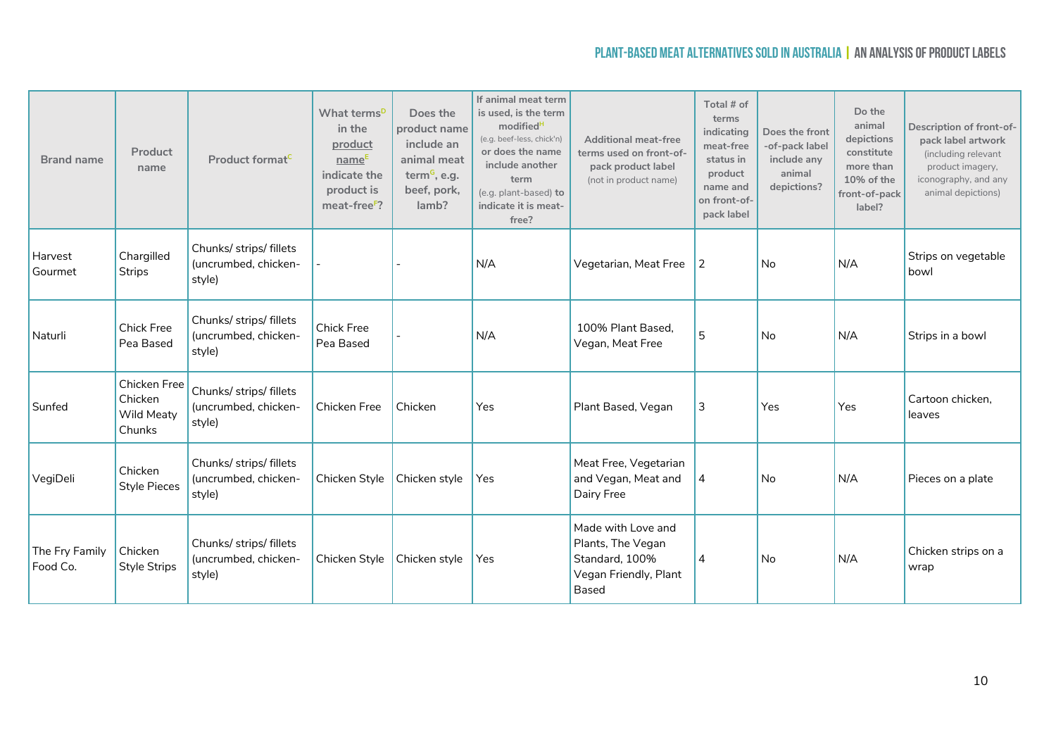| Brand name | Product name | Product format[C] | What terms[D] in the product name[E] indicate the product is meat-free[F]? | Does the product name include an animal meat term[G], e.g. beef, pork, lamb? | If animal meat term is used, is the term modified[H] (e.g. beef-less, chick'n) or does the name include another term (e.g. plant-based) to indicate it is meat-free? | Additional meat-free terms used on front-of-pack product label (not in product name) | Total # of terms indicating meat-free status in product name and on front-of-pack label | Does the front -of-pack label include any animal depictions? | Do the animal depictions constitute more than 10% of the front-of-pack label? | Description of front-of-pack label artwork (including relevant product imagery, iconography, and any animal depictions) |
|---|---|---|---|---|---|---|---|---|---|---|
| Harvest Gourmet | Chargilled Strips | Chunks/ strips/ fillets (uncrumbed, chicken-style) | - | - | N/A | Vegetarian, Meat Free | 2 | No | N/A | Strips on vegetable bowl |
| Naturli | Chick Free Pea Based | Chunks/ strips/ fillets (uncrumbed, chicken-style) | Chick Free Pea Based | - | N/A | 100% Plant Based, Vegan, Meat Free | 5 | No | N/A | Strips in a bowl |
| Sunfed | Chicken Free Chicken Wild Meaty Chunks | Chunks/ strips/ fillets (uncrumbed, chicken-style) | Chicken Free | Chicken | Yes | Plant Based, Vegan | 3 | Yes | Yes | Cartoon chicken, leaves |
| VegiDeli | Chicken Style Pieces | Chunks/ strips/ fillets (uncrumbed, chicken-style) | Chicken Style | Chicken style | Yes | Meat Free, Vegetarian and Vegan, Meat and Dairy Free | 4 | No | N/A | Pieces on a plate |
| The Fry Family Food Co. | Chicken Style Strips | Chunks/ strips/ fillets (uncrumbed, chicken-style) | Chicken Style | Chicken style | Yes | Made with Love and Plants, The Vegan Standard, 100% Vegan Friendly, Plant Based | 4 | No | N/A | Chicken strips on a wrap |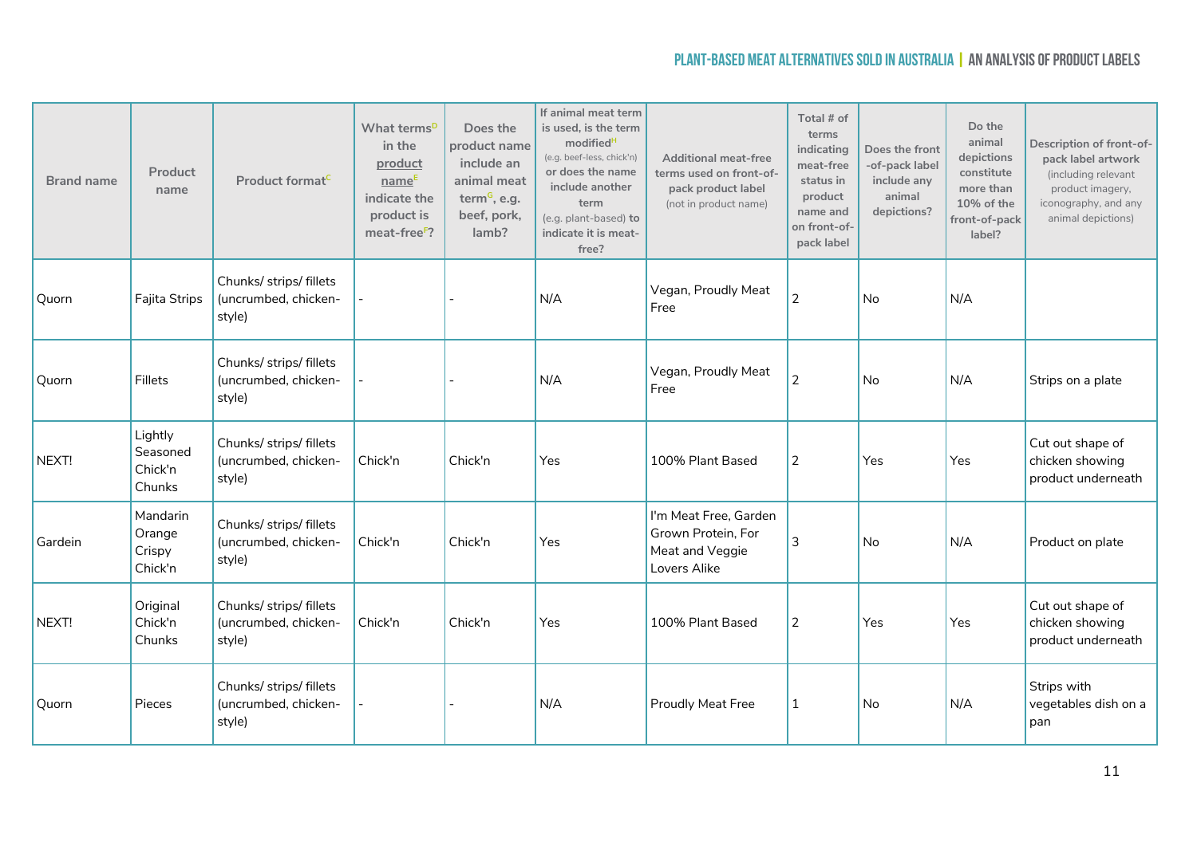| Brand name | Product name | Product format[C] | What terms[D] in the product name[E] indicate the product is meat-free[F]? | Does the product name include an animal meat term[G], e.g. beef, pork, lamb? | If animal meat term is used, is the term modified[H] (e.g. beef-less, chick'n) or does the name include another term (e.g. plant-based) to indicate it is meat-free? | Additional meat-free terms used on front-of-pack product label (not in product name) | Total # of terms indicating meat-free status in product name and on front-of-pack label | Does the front-of-pack label include any animal depictions? | Do the animal depictions constitute more than 10% of the front-of-pack label? | Description of front-of-pack label artwork (including relevant product imagery, iconography, and any animal depictions) |
|---|---|---|---|---|---|---|---|---|---|---|
| Quorn | Fajita Strips | Chunks/ strips/ fillets (uncrumbed, chicken-style) | - | - | N/A | Vegan, Proudly Meat Free | 2 | No | N/A | |
| Quorn | Fillets | Chunks/ strips/ fillets (uncrumbed, chicken-style) | - | - | N/A | Vegan, Proudly Meat Free | 2 | No | N/A | Strips on a plate |
| NEXT! | Lightly Seasoned Chick'n Chunks | Chunks/ strips/ fillets (uncrumbed, chicken-style) | Chick'n | Chick'n | Yes | 100% Plant Based | 2 | Yes | Yes | Cut out shape of chicken showing product underneath |
| Gardein | Mandarin Orange Crispy Chick'n | Chunks/ strips/ fillets (uncrumbed, chicken-style) | Chick'n | Chick'n | Yes | I'm Meat Free, Garden Grown Protein, For Meat and Veggie Lovers Alike | 3 | No | N/A | Product on plate |
| NEXT! | Original Chick'n Chunks | Chunks/ strips/ fillets (uncrumbed, chicken-style) | Chick'n | Chick'n | Yes | 100% Plant Based | 2 | Yes | Yes | Cut out shape of chicken showing product underneath |
| Quorn | Pieces | Chunks/ strips/ fillets (uncrumbed, chicken-style) | - | - | N/A | Proudly Meat Free | 1 | No | N/A | Strips with vegetables dish on a pan |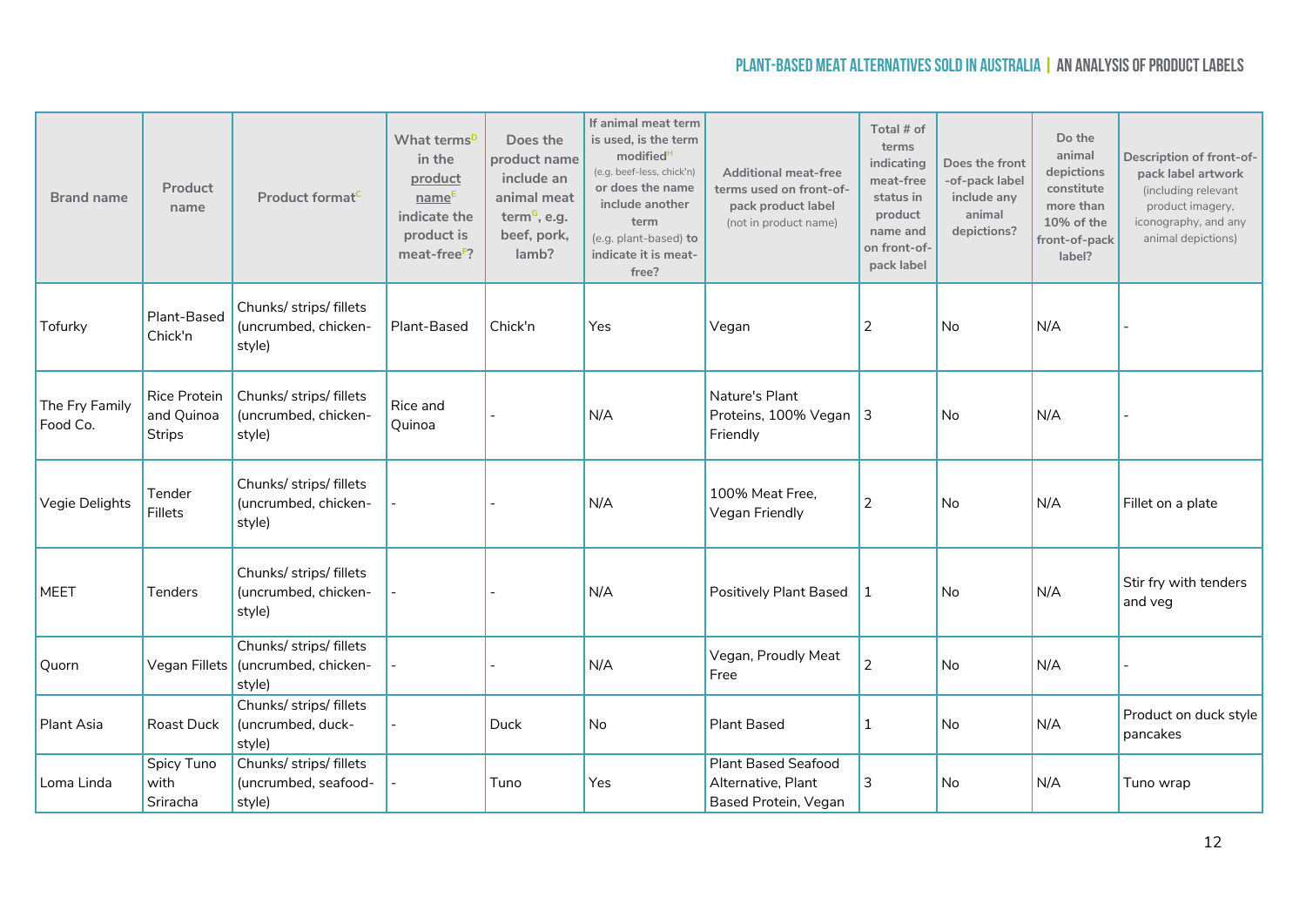| Brand name | Product name | Product format[C] | What terms[D] in the product name[E] indicate the product is meat-free[F]? | Does the product name include an animal meat term[G], e.g. beef, pork, lamb? | If animal meat term is used, is the term modified[H] (e.g. beef-less, chick'n) or does the name include another term (e.g. plant-based) to indicate it is meat-free? | Additional meat-free terms used on front-of-pack product label (not in product name) | Total # of terms indicating meat-free status in product name and on front-of-pack label | Does the front-of-pack label include any animal depictions? | Do the animal depictions constitute more than 10% of the front-of-pack label? | Description of front-of-pack label artwork (including relevant product imagery, iconography, and any animal depictions) |
|---|---|---|---|---|---|---|---|---|---|---|
| Tofurky | Plant-Based Chick'n | Chunks/ strips/ fillets (uncrumbed, chicken-style) | Plant-Based | Chick'n | Yes | Vegan | 2 | No | N/A | - |
| The Fry Family Food Co. | Rice Protein and Quinoa Strips | Chunks/ strips/ fillets (uncrumbed, chicken-style) | Rice and Quinoa | - | N/A | Nature's Plant Proteins, 100% Vegan Friendly | 3 | No | N/A | - |
| Vegie Delights | Tender Fillets | Chunks/ strips/ fillets (uncrumbed, chicken-style) | - | - | N/A | 100% Meat Free, Vegan Friendly | 2 | No | N/A | Fillet on a plate |
| MEET | Tenders | Chunks/ strips/ fillets (uncrumbed, chicken-style) | - | - | N/A | Positively Plant Based | 1 | No | N/A | Stir fry with tenders and veg |
| Quorn | Vegan Fillets | Chunks/ strips/ fillets (uncrumbed, chicken-style) | - | - | N/A | Vegan, Proudly Meat Free | 2 | No | N/A | - |
| Plant Asia | Roast Duck | Chunks/ strips/ fillets (uncrumbed, duck-style) | - | Duck | No | Plant Based | 1 | No | N/A | Product on duck style pancakes |
| Loma Linda | Spicy Tuno with Sriracha | Chunks/ strips/ fillets (uncrumbed, seafood-style) | - | Tuno | Yes | Plant Based Seafood Alternative, Plant Based Protein, Vegan | 3 | No | N/A | Tuno wrap |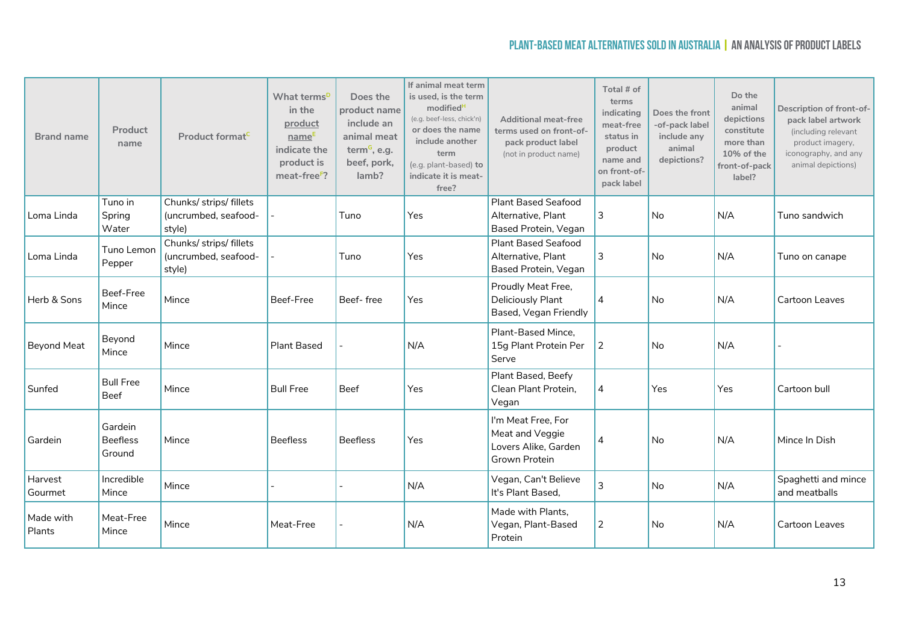| Brand name | Product name | Product format[C] | What terms[D] in the product name[E] indicate the product is meat-free[F]? | Does the product name include an animal meat term[G], e.g. beef, pork, lamb? | If animal meat term is used, is the term modified[H] (e.g. beef-less, chick'n) or does the name include another term (e.g. plant-based) to indicate it is meat-free? | Additional meat-free terms used on front-of-pack product label (not in product name) | Total # of terms indicating meat-free status in product name and on front-of-pack label | Does the front-of-pack label include any animal depictions? | Do the animal depictions constitute more than 10% of the front-of-pack label? | Description of front-of-pack label artwork (including relevant product imagery, iconography, and any animal depictions) |
|---|---|---|---|---|---|---|---|---|---|---|
| Loma Linda | Tuno in Spring Water | Chunks/ strips/ fillets (uncrumbed, seafood-style) | - | Tuno | Yes | Plant Based Seafood Alternative, Plant Based Protein, Vegan | 3 | No | N/A | Tuno sandwich |
| Loma Linda | Tuno Lemon Pepper | Chunks/ strips/ fillets (uncrumbed, seafood-style) | - | Tuno | Yes | Plant Based Seafood Alternative, Plant Based Protein, Vegan | 3 | No | N/A | Tuno on canape |
| Herb & Sons | Beef-Free Mince | Mince | Beef-Free | Beef- free | Yes | Proudly Meat Free, Deliciously Plant Based, Vegan Friendly | 4 | No | N/A | Cartoon Leaves |
| Beyond Meat | Beyond Mince | Mince | Plant Based | - | N/A | Plant-Based Mince, 15g Plant Protein Per Serve | 2 | No | N/A | - |
| Sunfed | Bull Free Beef | Mince | Bull Free | Beef | Yes | Plant Based, Beefy Clean Plant Protein, Vegan | 4 | Yes | Yes | Cartoon bull |
| Gardein | Gardein Beefless Ground | Mince | Beefless | Beefless | Yes | I'm Meat Free, For Meat and Veggie Lovers Alike, Garden Grown Protein | 4 | No | N/A | Mince In Dish |
| Harvest Gourmet | Incredible Mince | Mince | - | - | N/A | Vegan, Can't Believe It's Plant Based, | 3 | No | N/A | Spaghetti and mince and meatballs |
| Made with Plants | Meat-Free Mince | Mince | Meat-Free | - | N/A | Made with Plants, Vegan, Plant-Based Protein | 2 | No | N/A | Cartoon Leaves |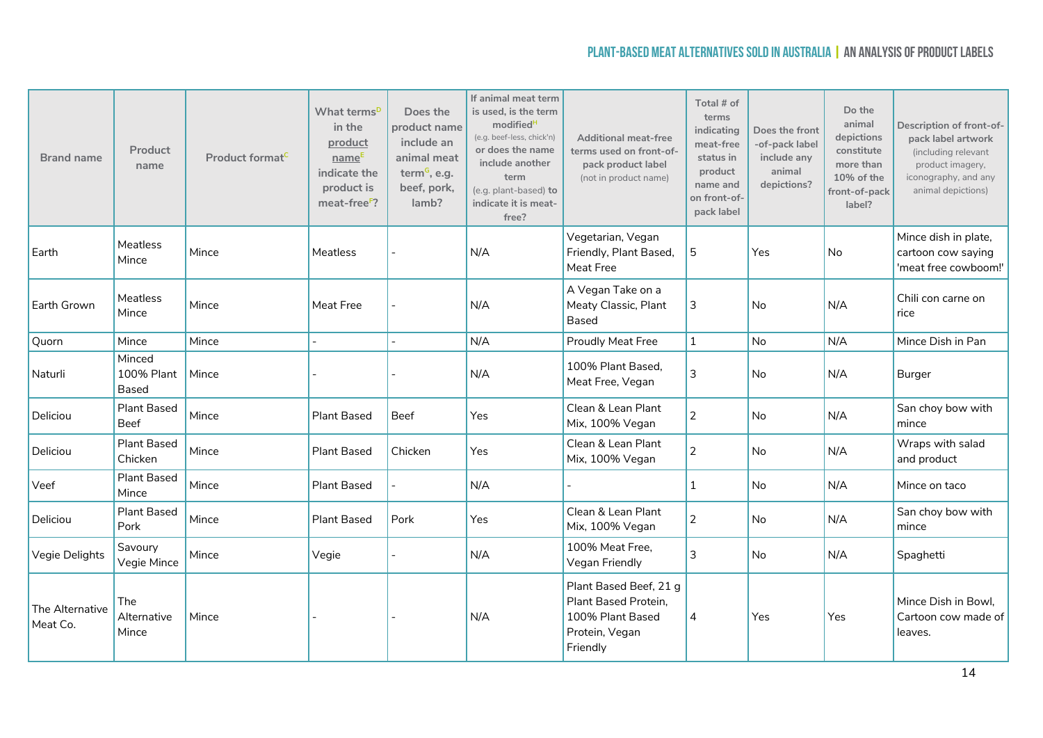| Brand name | Product name | Product format[C] | What terms[D] in the product name[E] indicate the product is meat-free[F]? | Does the product name include an animal meat term[G], e.g. beef, pork, lamb? | If animal meat term is used, is the term modified[H] (e.g. beef-less, chick'n) or does the name include another term (e.g. plant-based) to indicate it is meat-free? | Additional meat-free terms used on front-of-pack product label (not in product name) | Total # of terms indicating meat-free status in product name and on front-of-pack label | Does the front-of-pack label include any animal depictions? | Do the animal depictions constitute more than 10% of the front-of-pack label? | Description of front-of-pack label artwork (including relevant product imagery, iconography, and any animal depictions) |
|---|---|---|---|---|---|---|---|---|---|---|
| Earth | Meatless Mince | Mince | Meatless | - | N/A | Vegetarian, Vegan Friendly, Plant Based, Meat Free | 5 | Yes | No | Mince dish in plate, cartoon cow saying 'meat free cowboom!' |
| Earth Grown | Meatless Mince | Mince | Meat Free | - | N/A | A Vegan Take on a Meaty Classic, Plant Based | 3 | No | N/A | Chili con carne on rice |
| Quorn | Mince | Mince | - | - | N/A | Proudly Meat Free | 1 | No | N/A | Mince Dish in Pan |
| Naturli | Minced 100% Plant Based | Mince | - | - | N/A | 100% Plant Based, Meat Free, Vegan | 3 | No | N/A | Burger |
| Deliciou | Plant Based Beef | Mince | Plant Based | Beef | Yes | Clean & Lean Plant Mix, 100% Vegan | 2 | No | N/A | San choy bow with mince |
| Deliciou | Plant Based Chicken | Mince | Plant Based | Chicken | Yes | Clean & Lean Plant Mix, 100% Vegan | 2 | No | N/A | Wraps with salad and product |
| Veef | Plant Based Mince | Mince | Plant Based | - | N/A | - | 1 | No | N/A | Mince on taco |
| Deliciou | Plant Based Pork | Mince | Plant Based | Pork | Yes | Clean & Lean Plant Mix, 100% Vegan | 2 | No | N/A | San choy bow with mince |
| Vegie Delights | Savoury Vegie Mince | Mince | Vegie | - | N/A | 100% Meat Free, Vegan Friendly | 3 | No | N/A | Spaghetti |
| The Alternative Meat Co. | The Alternative Mince | Mince | - | - | N/A | Plant Based Beef, 21 g Plant Based Protein, 100% Plant Based Protein, Vegan Friendly | 4 | Yes | Yes | Mince Dish in Bowl, Cartoon cow made of leaves. |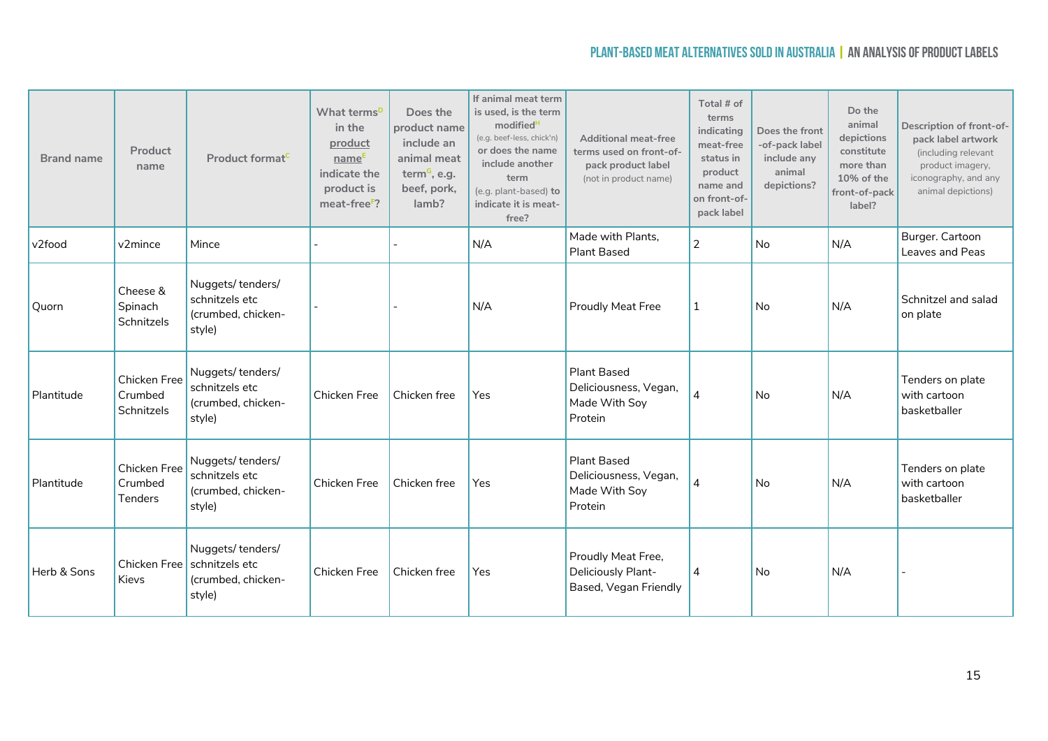| Brand name | Product name | Product format[C] | What terms[D] in the product name[E] indicate the product is meat-free[F]? | Does the product name include an animal meat term[G], e.g. beef, pork, lamb? | If animal meat term is used, is the term modified[H] (e.g. beef-less, chick'n) or does the name include another term (e.g. plant-based) to indicate it is meat-free? | Additional meat-free terms used on front-of-pack product label (not in product name) | Total # of terms indicating meat-free status in product name and on front-of-pack label | Does the front-of-pack label include any animal depictions? | Do the animal depictions constitute more than 10% of the front-of-pack label? | Description of front-of-pack label artwork (including relevant product imagery, iconography, and any animal depictions) |
|---|---|---|---|---|---|---|---|---|---|---|
| v2food | v2mince | Mince | - | - | N/A | Made with Plants, Plant Based | 2 | No | N/A | Burger. Cartoon Leaves and Peas |
| Quorn | Cheese & Spinach Schnitzels | Nuggets/ tenders/ schnitzels etc (crumbed, chicken-style) | - | - | N/A | Proudly Meat Free | 1 | No | N/A | Schnitzel and salad on plate |
| Plantitude | Chicken Free Crumbed Schnitzels | Nuggets/ tenders/ schnitzels etc (crumbed, chicken-style) | Chicken Free | Chicken free | Yes | Plant Based Deliciousness, Vegan, Made With Soy Protein | 4 | No | N/A | Tenders on plate with cartoon basketballer |
| Plantitude | Chicken Free Crumbed Tenders | Nuggets/ tenders/ schnitzels etc (crumbed, chicken-style) | Chicken Free | Chicken free | Yes | Plant Based Deliciousness, Vegan, Made With Soy Protein | 4 | No | N/A | Tenders on plate with cartoon basketballer |
| Herb & Sons | Chicken Free Kievs | Nuggets/ tenders/ schnitzels etc (crumbed, chicken-style) | Chicken Free | Chicken free | Yes | Proudly Meat Free, Deliciously Plant-Based, Vegan Friendly | 4 | No | N/A | - |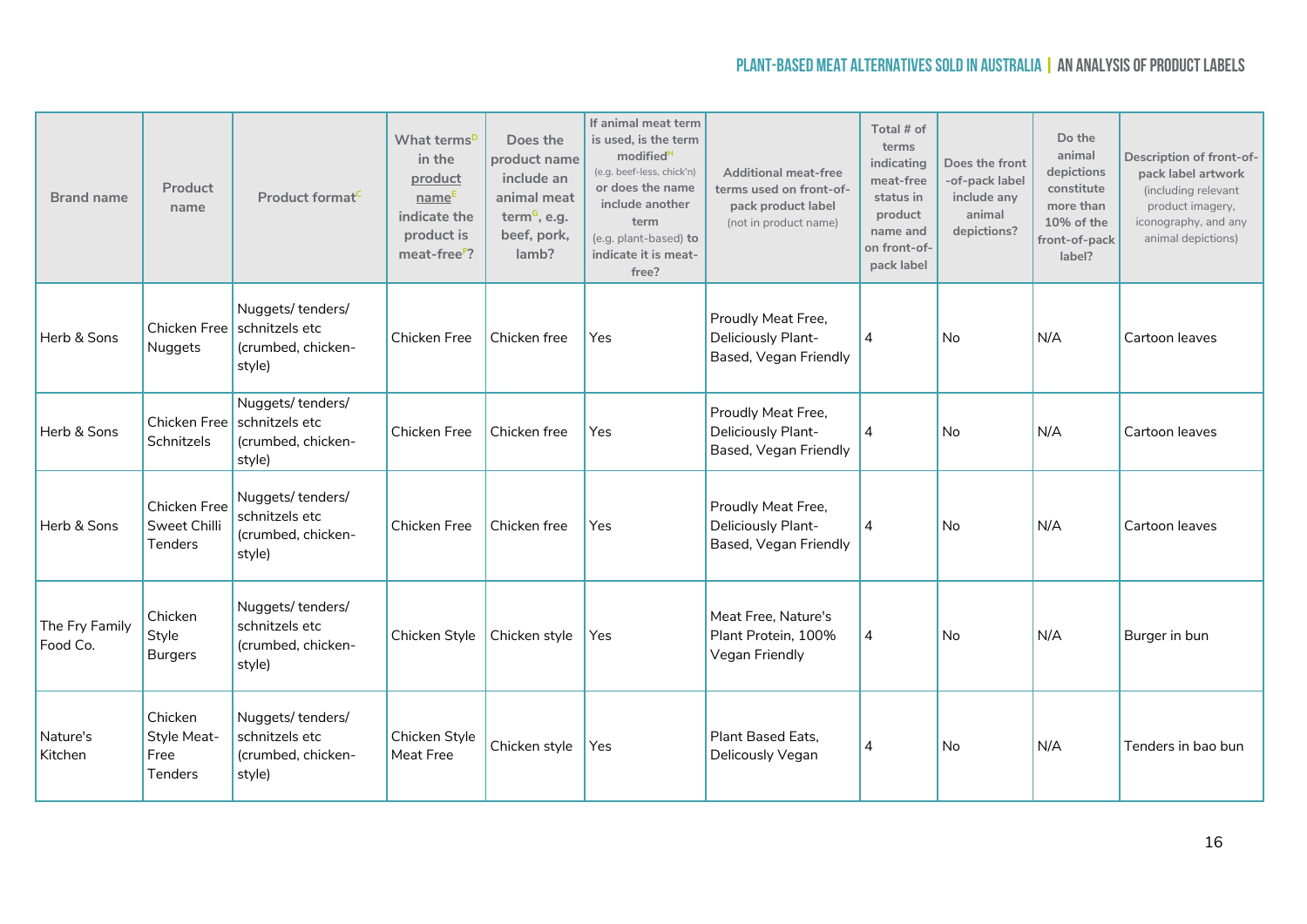| Brand name | Product name | Product format[C] | What terms[D] in the product name[E] indicate the product is meat-free[F]? | Does the product name include an animal meat term[G], e.g. beef, pork, lamb? | If animal meat term is used, is the term modified[H] (e.g. beef-less, chick'n) or does the name include another term (e.g. plant-based) to indicate it is meat-free? | Additional meat-free terms used on front-of-pack product label (not in product name) | Total # of terms indicating meat-free status in product name and on front-of-pack label | Does the front-of-pack label include any animal depictions? | Do the animal depictions constitute more than 10% of the front-of-pack label? | Description of front-of-pack label artwork (including relevant product imagery, iconography, and any animal depictions) |
|---|---|---|---|---|---|---|---|---|---|---|
| Herb & Sons | Chicken Free Nuggets | Nuggets/ tenders/ schnitzels etc (crumbed, chicken-style) | Chicken Free | Chicken free | Yes | Proudly Meat Free, Deliciously Plant-Based, Vegan Friendly | 4 | No | N/A | Cartoon leaves |
| Herb & Sons | Chicken Free Schnitzels | Nuggets/ tenders/ schnitzels etc (crumbed, chicken-style) | Chicken Free | Chicken free | Yes | Proudly Meat Free, Deliciously Plant-Based, Vegan Friendly | 4 | No | N/A | Cartoon leaves |
| Herb & Sons | Chicken Free Sweet Chilli Tenders | Nuggets/ tenders/ schnitzels etc (crumbed, chicken-style) | Chicken Free | Chicken free | Yes | Proudly Meat Free, Deliciously Plant-Based, Vegan Friendly | 4 | No | N/A | Cartoon leaves |
| The Fry Family Food Co. | Chicken Style Burgers | Nuggets/ tenders/ schnitzels etc (crumbed, chicken-style) | Chicken Style | Chicken style | Yes | Meat Free, Nature's Plant Protein, 100% Vegan Friendly | 4 | No | N/A | Burger in bun |
| Nature's Kitchen | Chicken Style Meat-Free Tenders | Nuggets/ tenders/ schnitzels etc (crumbed, chicken-style) | Chicken Style Meat Free | Chicken style | Yes | Plant Based Eats, Delicously Vegan | 4 | No | N/A | Tenders in bao bun |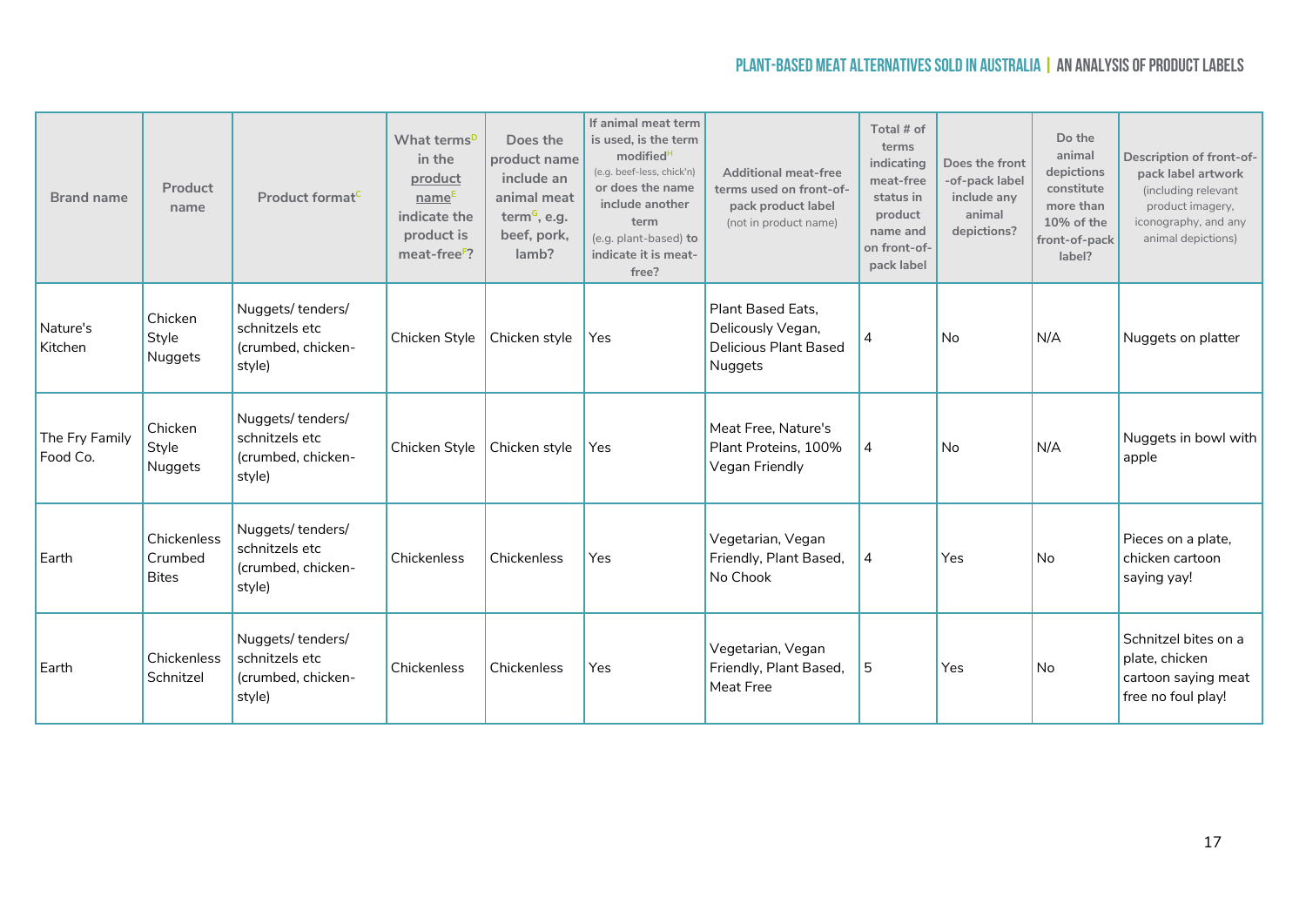| Brand name | Product name | Product format[C] | What terms[D] in the product name[E] indicate the product is meat-free[F]? | Does the product name include an animal meat term[G], e.g. beef, pork, lamb? | If animal meat term is used, is the term modified[H] (e.g. beef-less, chick'n) or does the name include another term (e.g. plant-based) to indicate it is meat-free? | Additional meat-free terms used on front-of-pack product label (not in product name) | Total # of terms indicating meat-free status in product name and on front-of-pack label | Does the front-of-pack label include any animal depictions? | Do the animal depictions constitute more than 10% of the front-of-pack label? | Description of front-of-pack label artwork (including relevant product imagery, iconography, and any animal depictions) |
|---|---|---|---|---|---|---|---|---|---|---|
| Nature's Kitchen | Chicken Style Nuggets | Nuggets/ tenders/ schnitzels etc (crumbed, chicken-style) | Chicken Style | Chicken style | Yes | Plant Based Eats, Delicously Vegan, Delicious Plant Based Nuggets | 4 | No | N/A | Nuggets on platter |
| The Fry Family Food Co. | Chicken Style Nuggets | Nuggets/ tenders/ schnitzels etc (crumbed, chicken-style) | Chicken Style | Chicken style | Yes | Meat Free, Nature's Plant Proteins, 100% Vegan Friendly | 4 | No | N/A | Nuggets in bowl with apple |
| Earth | Chickenless Crumbed Bites | Nuggets/ tenders/ schnitzels etc (crumbed, chicken-style) | Chickenless | Chickenless | Yes | Vegetarian, Vegan Friendly, Plant Based, No Chook | 4 | Yes | No | Pieces on a plate, chicken cartoon saying yay! |
| Earth | Chickenless Schnitzel | Nuggets/ tenders/ schnitzels etc (crumbed, chicken-style) | Chickenless | Chickenless | Yes | Vegetarian, Vegan Friendly, Plant Based, Meat Free | 5 | Yes | No | Schnitzel bites on a plate, chicken cartoon saying meat free no foul play! |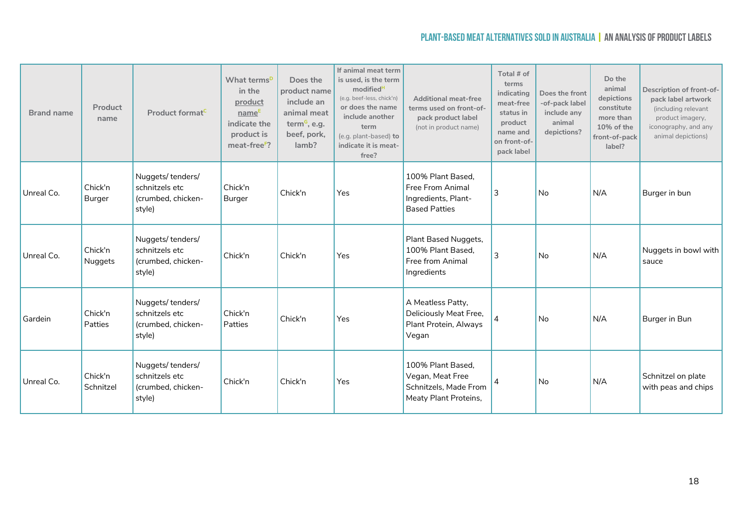| Brand name | Product name | Product format[C] | What terms[D] in the product name[E] indicate the product is meat-free[F]? | Does the product name include an animal meat term[G], e.g. beef, pork, lamb? | If animal meat term is used, is the term modified[H] (e.g. beef-less, chick'n) or does the name include another term (e.g. plant-based) to indicate it is meat-free? | Additional meat-free terms used on front-of-pack product label (not in product name) | Total # of terms indicating meat-free status in product name and on front-of-pack label | Does the front-of-pack label include any animal depictions? | Do the animal depictions constitute more than 10% of the front-of-pack label? | Description of front-of-pack label artwork (including relevant product imagery, iconography, and any animal depictions) |
|---|---|---|---|---|---|---|---|---|---|---|
| Unreal Co. | Chick'n Burger | Nuggets/ tenders/ schnitzels etc (crumbed, chicken-style) | Chick'n Burger | Chick'n | Yes | 100% Plant Based, Free From Animal Ingredients, Plant-Based Patties | 3 | No | N/A | Burger in bun |
| Unreal Co. | Chick'n Nuggets | Nuggets/ tenders/ schnitzels etc (crumbed, chicken-style) | Chick'n | Chick'n | Yes | Plant Based Nuggets, 100% Plant Based, Free from Animal Ingredients | 3 | No | N/A | Nuggets in bowl with sauce |
| Gardein | Chick'n Patties | Nuggets/ tenders/ schnitzels etc (crumbed, chicken-style) | Chick'n Patties | Chick'n | Yes | A Meatless Patty, Deliciously Meat Free, Plant Protein, Always Vegan | 4 | No | N/A | Burger in Bun |
| Unreal Co. | Chick'n Schnitzel | Nuggets/ tenders/ schnitzels etc (crumbed, chicken-style) | Chick'n | Chick'n | Yes | 100% Plant Based, Vegan, Meat Free Schnitzels, Made From Meaty Plant Proteins, | 4 | No | N/A | Schnitzel on plate with peas and chips |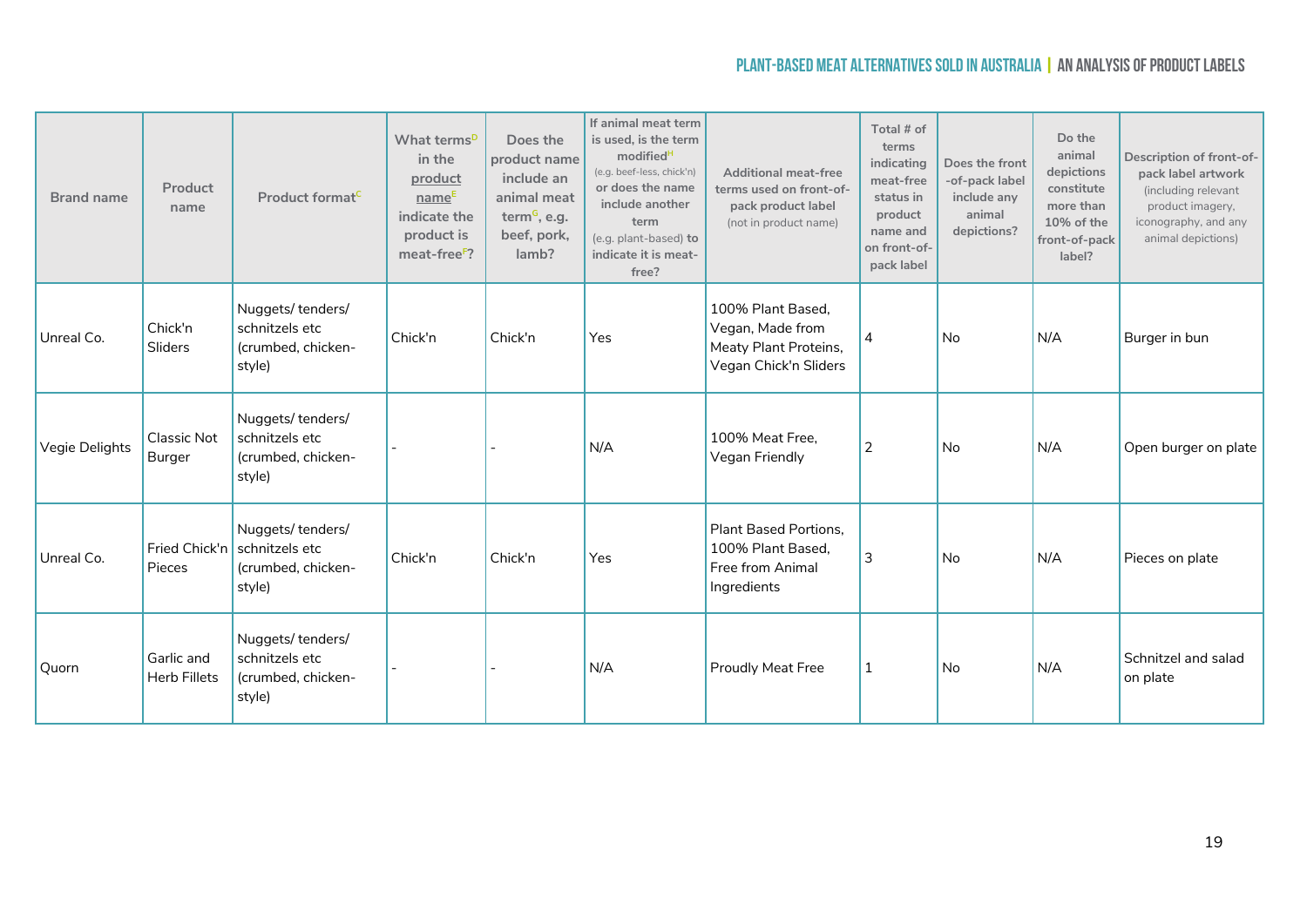| Brand name | Product name | Product format[C] | What terms[D] in the product name[E] indicate the product is meat-free[F]? | Does the product name include an animal meat term[G], e.g. beef, pork, lamb? | If animal meat term is used, is the term modified[H] (e.g. beef-less, chick'n) or does the name include another term (e.g. plant-based) to indicate it is meat-free? | Additional meat-free terms used on front-of-pack product label (not in product name) | Total # of terms indicating meat-free status in product name and on front-of-pack label | Does the front-of-pack label include any animal depictions? | Do the animal depictions constitute more than 10% of the front-of-pack label? | Description of front-of-pack label artwork (including relevant product imagery, iconography, and any animal depictions) |
|---|---|---|---|---|---|---|---|---|---|---|
| Unreal Co. | Chick'n Sliders | Nuggets/ tenders/ schnitzels etc (crumbed, chicken-style) | Chick'n | Chick'n | Yes | 100% Plant Based, Vegan, Made from Meaty Plant Proteins, Vegan Chick'n Sliders | 4 | No | N/A | Burger in bun |
| Vegie Delights | Classic Not Burger | Nuggets/ tenders/ schnitzels etc (crumbed, chicken-style) | - | - | N/A | 100% Meat Free, Vegan Friendly | 2 | No | N/A | Open burger on plate |
| Unreal Co. | Fried Chick'n Pieces | Nuggets/ tenders/ schnitzels etc (crumbed, chicken-style) | Chick'n | Chick'n | Yes | Plant Based Portions, 100% Plant Based, Free from Animal Ingredients | 3 | No | N/A | Pieces on plate |
| Quorn | Garlic and Herb Fillets | Nuggets/ tenders/ schnitzels etc (crumbed, chicken-style) | - | - | N/A | Proudly Meat Free | 1 | No | N/A | Schnitzel and salad on plate |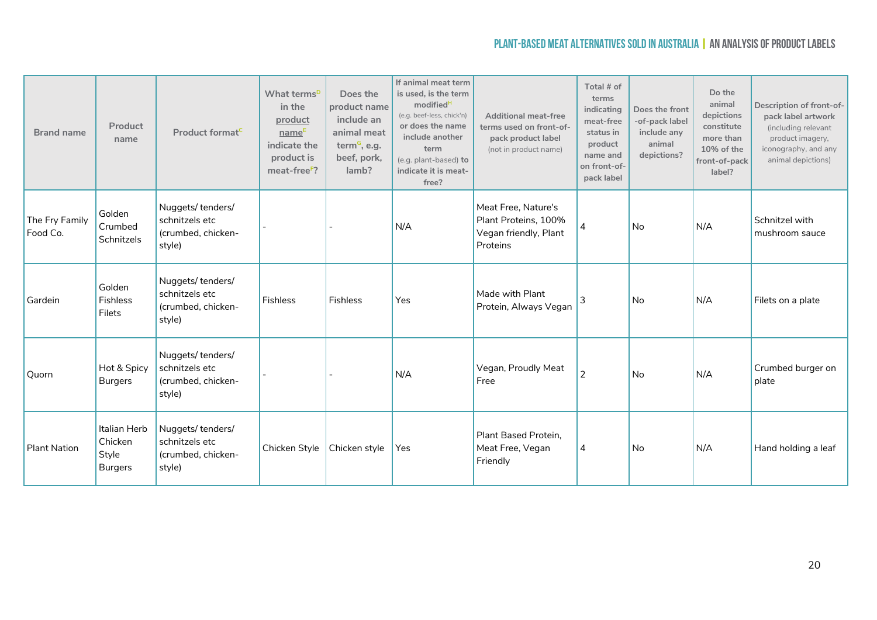| Brand name | Product name | Product format[C] | What terms[D] in the product name[E] indicate the product is meat-free[F]? | Does the product name include an animal meat term[G], e.g. beef, pork, lamb? | If animal meat term is used, is the term modified[H] (e.g. beef-less, chick'n) or does the name include another term (e.g. plant-based) to indicate it is meat-free? | Additional meat-free terms used on front-of-pack product label (not in product name) | Total # of terms indicating meat-free status in product name and on front-of-pack label | Does the front-of-pack label include any animal depictions? | Do the animal depictions constitute more than 10% of the front-of-pack label? | Description of front-of-pack label artwork (including relevant product imagery, iconography, and any animal depictions) |
|---|---|---|---|---|---|---|---|---|---|---|
| The Fry Family Food Co. | Golden Crumbed Schnitzels | Nuggets/ tenders/ schnitzels etc (crumbed, chicken-style) | - | - | N/A | Meat Free, Nature's Plant Proteins, 100% Vegan friendly, Plant Proteins | 4 | No | N/A | Schnitzel with mushroom sauce |
| Gardein | Golden Fishless Filets | Nuggets/ tenders/ schnitzels etc (crumbed, chicken-style) | Fishless | Fishless | Yes | Made with Plant Protein, Always Vegan | 3 | No | N/A | Filets on a plate |
| Quorn | Hot & Spicy Burgers | Nuggets/ tenders/ schnitzels etc (crumbed, chicken-style) | - | - | N/A | Vegan, Proudly Meat Free | 2 | No | N/A | Crumbed burger on plate |
| Plant Nation | Italian Herb Chicken Style Burgers | Nuggets/ tenders/ schnitzels etc (crumbed, chicken-style) | Chicken Style | Chicken style | Yes | Plant Based Protein, Meat Free, Vegan Friendly | 4 | No | N/A | Hand holding a leaf |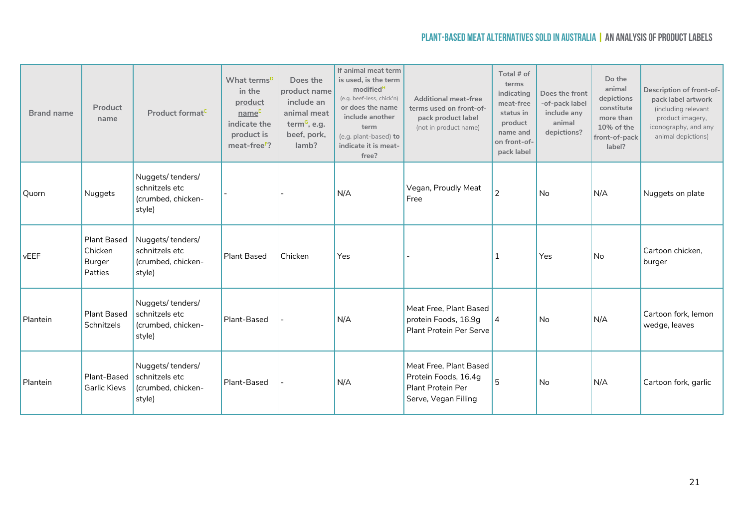| Brand name | Product name | Product format[C] | What terms[D] in the product name[E] indicate the product is meat-free[F]? | Does the product name include an animal meat term[G], e.g. beef, pork, lamb? | If animal meat term is used, is the term modified[H] (e.g. beef-less, chick'n) or does the name include another term (e.g. plant-based) to indicate it is meat-free? | Additional meat-free terms used on front-of-pack product label (not in product name) | Total # of terms indicating meat-free status in product name and on front-of-pack label | Does the front-of-pack label include any animal depictions? | Do the animal depictions constitute more than 10% of the front-of-pack label? | Description of front-of-pack label artwork (including relevant product imagery, iconography, and any animal depictions) |
|---|---|---|---|---|---|---|---|---|---|---|
| Quorn | Nuggets | Nuggets/ tenders/ schnitzels etc (crumbed, chicken-style) | - | - | N/A | Vegan, Proudly Meat Free | 2 | No | N/A | Nuggets on plate |
| vEEF | Plant Based Chicken Burger Patties | Nuggets/ tenders/ schnitzels etc (crumbed, chicken-style) | Plant Based | Chicken | Yes | - | 1 | Yes | No | Cartoon chicken, burger |
| Plantein | Plant Based Schnitzels | Nuggets/ tenders/ schnitzels etc (crumbed, chicken-style) | Plant-Based | - | N/A | Meat Free, Plant Based protein Foods, 16.9g Plant Protein Per Serve | 4 | No | N/A | Cartoon fork, lemon wedge, leaves |
| Plantein | Plant-Based Garlic Kievs | Nuggets/ tenders/ schnitzels etc (crumbed, chicken-style) | Plant-Based | - | N/A | Meat Free, Plant Based Protein Foods, 16.4g Plant Protein Per Serve, Vegan Filling | 5 | No | N/A | Cartoon fork, garlic |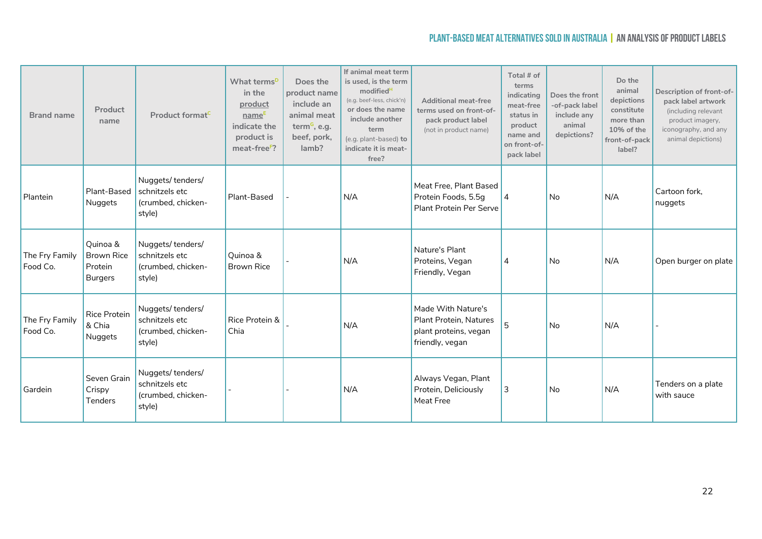| Brand name | Product name | Product format[C] | What terms[D] in the product name[E] indicate the product is meat-free[F]? | Does the product name include an animal meat term[G], e.g. beef, pork, lamb? | If animal meat term is used, is the term modified[H] (e.g. beef-less, chick'n) or does the name include another term (e.g. plant-based) to indicate it is meat-free? | Additional meat-free terms used on front-of-pack product label (not in product name) | Total # of terms indicating meat-free status in product name and on front-of-pack label | Does the front-of-pack label include any animal depictions? | Do the animal depictions constitute more than 10% of the front-of-pack label? | Description of front-of-pack label artwork (including relevant product imagery, iconography, and any animal depictions) |
|---|---|---|---|---|---|---|---|---|---|---|
| Plantein | Plant-Based Nuggets | Nuggets/ tenders/ schnitzels etc (crumbed, chicken-style) | Plant-Based | - | N/A | Meat Free, Plant Based Protein Foods, 5.5g Plant Protein Per Serve | 4 | No | N/A | Cartoon fork, nuggets |
| The Fry Family Food Co. | Quinoa & Brown Rice Protein Burgers | Nuggets/ tenders/ schnitzels etc (crumbed, chicken-style) | Quinoa & Brown Rice | - | N/A | Nature's Plant Proteins, Vegan Friendly, Vegan | 4 | No | N/A | Open burger on plate |
| The Fry Family Food Co. | Rice Protein & Chia Nuggets | Nuggets/ tenders/ schnitzels etc (crumbed, chicken-style) | Rice Protein & Chia | - | N/A | Made With Nature's Plant Protein, Natures plant proteins, vegan friendly, vegan | 5 | No | N/A | - |
| Gardein | Seven Grain Crispy Tenders | Nuggets/ tenders/ schnitzels etc (crumbed, chicken-style) | - | - | N/A | Always Vegan, Plant Protein, Deliciously Meat Free | 3 | No | N/A | Tenders on a plate with sauce |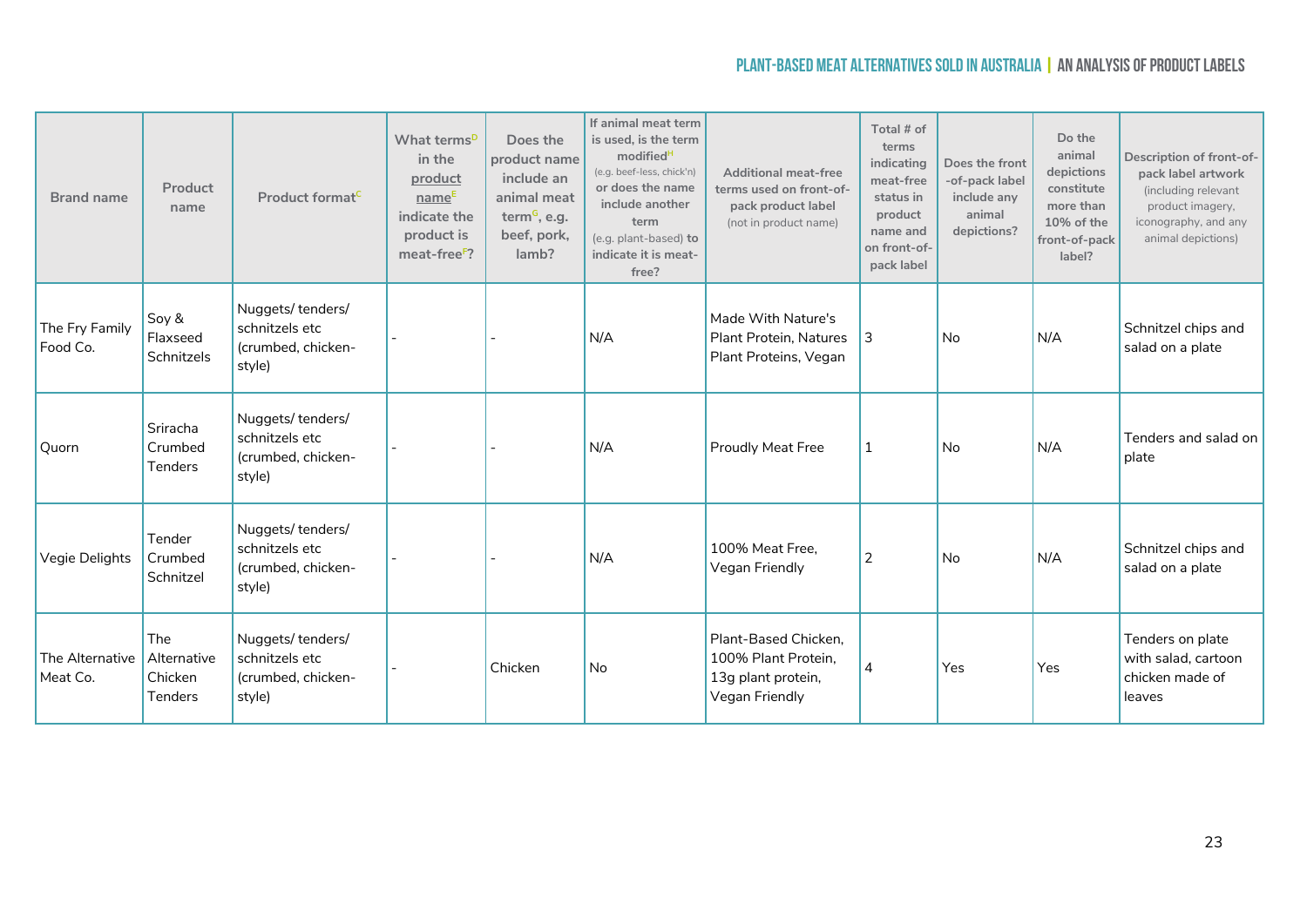| Brand name | Product name | Product format[C] | What terms[D] in the product name[E] indicate the product is meat-free[F]? | Does the product name include an animal meat term[G], e.g. beef, pork, lamb? | If animal meat term is used, is the term modified[H] (e.g. beef-less, chick'n) or does the name include another term (e.g. plant-based) to indicate it is meat-free? | Additional meat-free terms used on front-of-pack product label (not in product name) | Total # of terms indicating meat-free status in product name and on front-of-pack label | Does the front-of-pack label include any animal depictions? | Do the animal depictions constitute more than 10% of the front-of-pack label? | Description of front-of-pack label artwork (including relevant product imagery, iconography, and any animal depictions) |
|---|---|---|---|---|---|---|---|---|---|---|
| The Fry Family Food Co. | Soy & Flaxseed Schnitzels | Nuggets/ tenders/ schnitzels etc (crumbed, chicken-style) | - | - | N/A | Made With Nature's Plant Protein, Natures Plant Proteins, Vegan | 3 | No | N/A | Schnitzel chips and salad on a plate |
| Quorn | Sriracha Crumbed Tenders | Nuggets/ tenders/ schnitzels etc (crumbed, chicken-style) | - | - | N/A | Proudly Meat Free | 1 | No | N/A | Tenders and salad on plate |
| Vegie Delights | Tender Crumbed Schnitzel | Nuggets/ tenders/ schnitzels etc (crumbed, chicken-style) | - | - | N/A | 100% Meat Free, Vegan Friendly | 2 | No | N/A | Schnitzel chips and salad on a plate |
| The Alternative Meat Co. | The Alternative Chicken Tenders | Nuggets/ tenders/ schnitzels etc (crumbed, chicken-style) | - | Chicken | No | Plant-Based Chicken, 100% Plant Protein, 13g plant protein, Vegan Friendly | 4 | Yes | Yes | Tenders on plate with salad, cartoon chicken made of leaves |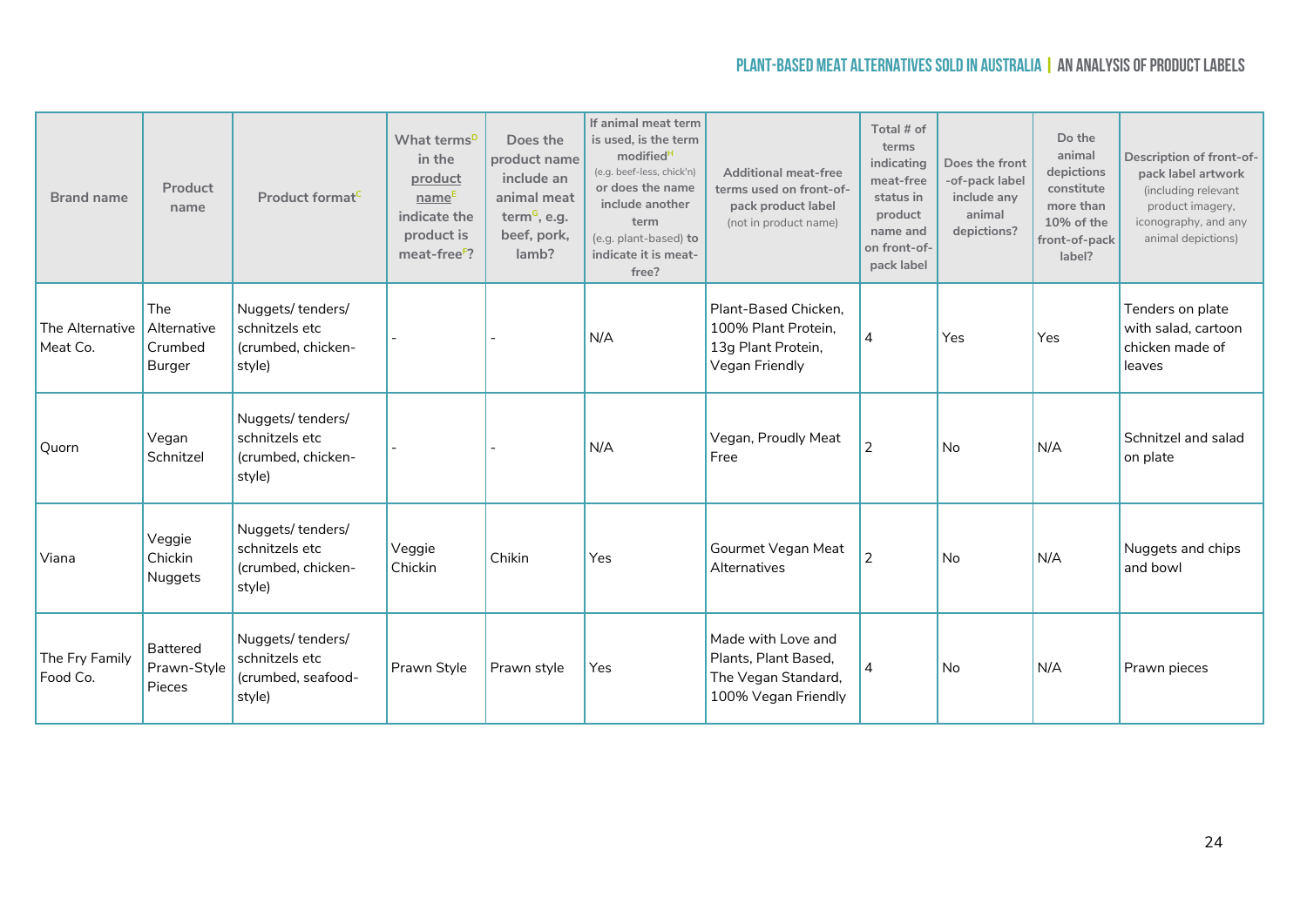| Brand name | Product name | Product format[C] | What terms[D] in the product name[E] indicate the product is meat-free[F]? | Does the product name include an animal meat term[G], e.g. beef, pork, lamb? | If animal meat term is used, is the term modified[H] (e.g. beef-less, chick'n) or does the name include another term (e.g. plant-based) to indicate it is meat-free? | Additional meat-free terms used on front-of-pack product label (not in product name) | Total # of terms indicating meat-free status in product name and on front-of-pack label | Does the front-of-pack label include any animal depictions? | Do the animal depictions constitute more than 10% of the front-of-pack label? | Description of front-of-pack label artwork (including relevant product imagery, iconography, and any animal depictions) |
|---|---|---|---|---|---|---|---|---|---|---|
| The Alternative Meat Co. | The Alternative Crumbed Burger | Nuggets/ tenders/ schnitzels etc (crumbed, chicken-style) | - | - | N/A | Plant-Based Chicken, 100% Plant Protein, 13g Plant Protein, Vegan Friendly | 4 | Yes | Yes | Tenders on plate with salad, cartoon chicken made of leaves |
| Quorn | Vegan Schnitzel | Nuggets/ tenders/ schnitzels etc (crumbed, chicken-style) | - | - | N/A | Vegan, Proudly Meat Free | 2 | No | N/A | Schnitzel and salad on plate |
| Viana | Veggie Chickin Nuggets | Nuggets/ tenders/ schnitzels etc (crumbed, chicken-style) | Veggie Chickin | Chikin | Yes | Gourmet Vegan Meat Alternatives | 2 | No | N/A | Nuggets and chips and bowl |
| The Fry Family Food Co. | Battered Prawn-Style Pieces | Nuggets/ tenders/ schnitzels etc (crumbed, seafood-style) | Prawn Style | Prawn style | Yes | Made with Love and Plants, Plant Based, The Vegan Standard, 100% Vegan Friendly | 4 | No | N/A | Prawn pieces |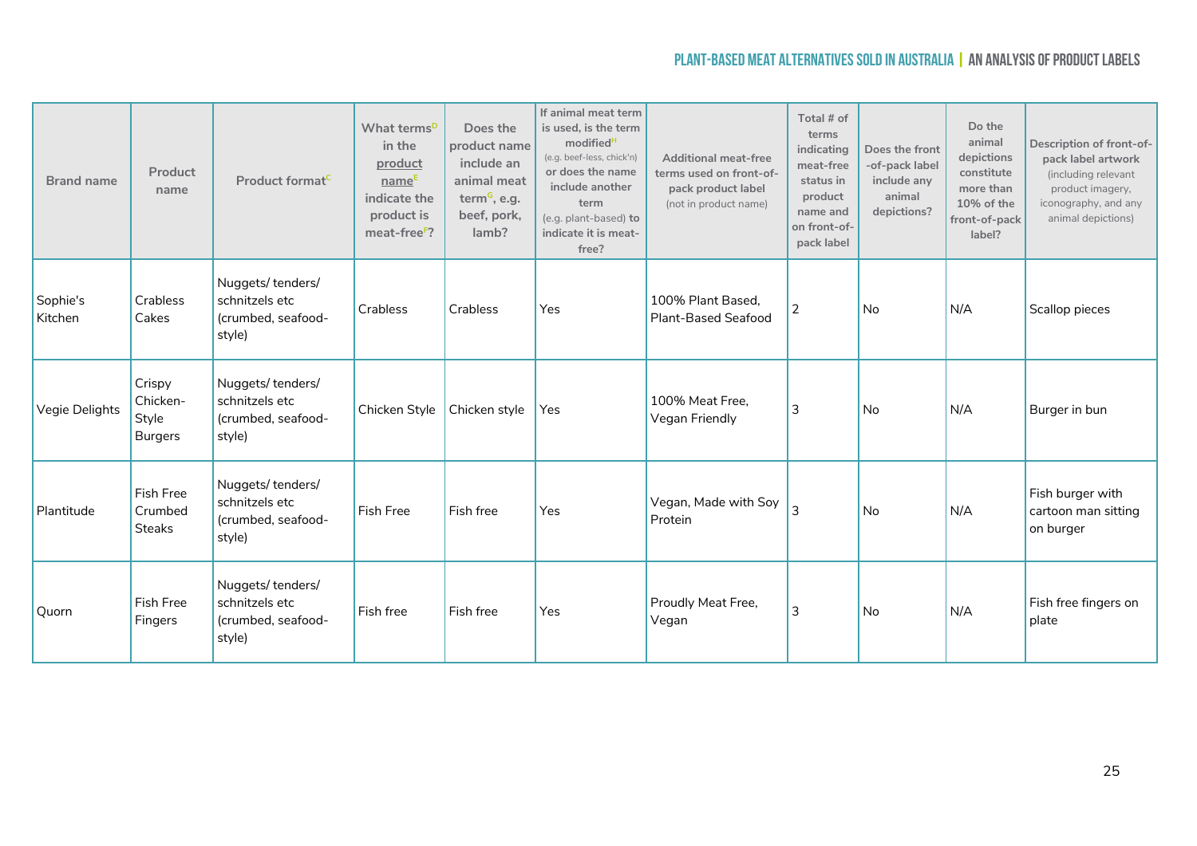| Brand name | Product name | Product format[C] | What terms[D] in the product name[E] indicate the product is meat-free[F]? | Does the product name include an animal meat term[G], e.g. beef, pork, lamb? | If animal meat term is used, is the term modified[H] (e.g. beef-less, chick'n) or does the name include another term (e.g. plant-based) to indicate it is meat-free? | Additional meat-free terms used on front-of-pack product label (not in product name) | Total # of terms indicating meat-free status in product name and on front-of-pack label | Does the front -of-pack label include any animal depictions? | Do the animal depictions constitute more than 10% of the front-of-pack label? | Description of front-of-pack label artwork (including relevant product imagery, iconography, and any animal depictions) |
|---|---|---|---|---|---|---|---|---|---|---|
| Sophie's Kitchen | Crabless Cakes | Nuggets/ tenders/ schnitzels etc (crumbed, seafood-style) | Crabless | Crabless | Yes | 100% Plant Based, Plant-Based Seafood | 2 | No | N/A | Scallop pieces |
| Vegie Delights | Crispy Chicken-Style Burgers | Nuggets/ tenders/ schnitzels etc (crumbed, seafood-style) | Chicken Style | Chicken style | Yes | 100% Meat Free, Vegan Friendly | 3 | No | N/A | Burger in bun |
| Plantitude | Fish Free Crumbed Steaks | Nuggets/ tenders/ schnitzels etc (crumbed, seafood-style) | Fish Free | Fish free | Yes | Vegan, Made with Soy Protein | 3 | No | N/A | Fish burger with cartoon man sitting on burger |
| Quorn | Fish Free Fingers | Nuggets/ tenders/ schnitzels etc (crumbed, seafood-style) | Fish free | Fish free | Yes | Proudly Meat Free, Vegan | 3 | No | N/A | Fish free fingers on plate |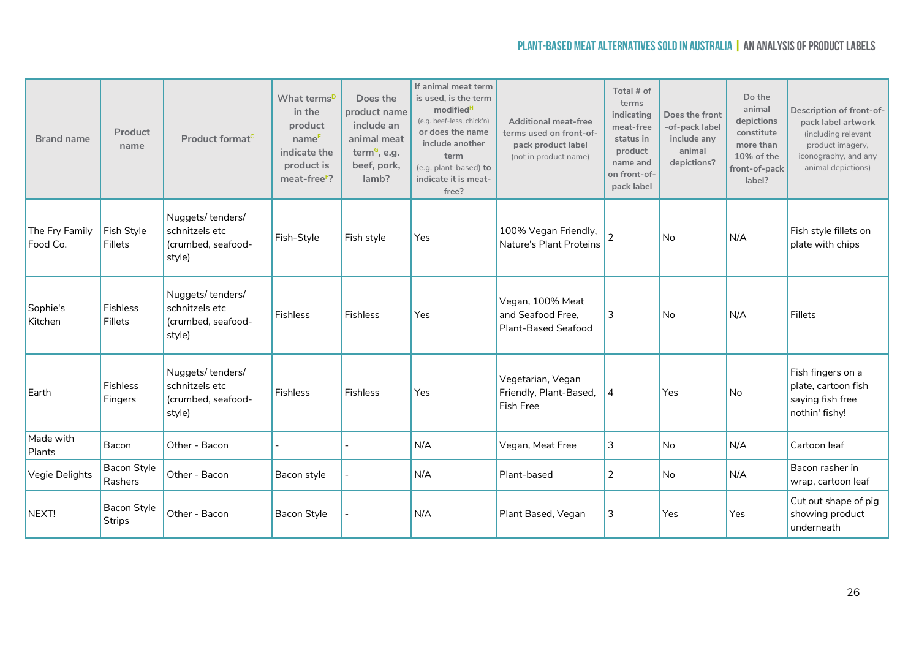| Brand name | Product name | Product format[C] | What terms[D] in the product name[E] indicate the product is meat-free[F]? | Does the product name include an animal meat term[G], e.g. beef, pork, lamb? | If animal meat term is used, is the term modified[H] (e.g. beef-less, chick'n) or does the name include another term (e.g. plant-based) to indicate it is meat-free? | Additional meat-free terms used on front-of-pack product label (not in product name) | Total # of terms indicating meat-free status in product name and on front-of-pack label | Does the front-of-pack label include any animal depictions? | Do the animal depictions constitute more than 10% of the front-of-pack label? | Description of front-of-pack label artwork (including relevant product imagery, iconography, and any animal depictions) |
|---|---|---|---|---|---|---|---|---|---|---|
| The Fry Family Food Co. | Fish Style Fillets | Nuggets/ tenders/ schnitzels etc (crumbed, seafood-style) | Fish-Style | Fish style | Yes | 100% Vegan Friendly, Nature's Plant Proteins | 2 | No | N/A | Fish style fillets on plate with chips |
| Sophie's Kitchen | Fishless Fillets | Nuggets/ tenders/ schnitzels etc (crumbed, seafood-style) | Fishless | Fishless | Yes | Vegan, 100% Meat and Seafood Free, Plant-Based Seafood | 3 | No | N/A | Fillets |
| Earth | Fishless Fingers | Nuggets/ tenders/ schnitzels etc (crumbed, seafood-style) | Fishless | Fishless | Yes | Vegetarian, Vegan Friendly, Plant-Based, Fish Free | 4 | Yes | No | Fish fingers on a plate, cartoon fish saying fish free nothin' fishy! |
| Made with Plants | Bacon | Other - Bacon | - | - | N/A | Vegan, Meat Free | 3 | No | N/A | Cartoon leaf |
| Vegie Delights | Bacon Style Rashers | Other - Bacon | Bacon style | - | N/A | Plant-based | 2 | No | N/A | Bacon rasher in wrap, cartoon leaf |
| NEXT! | Bacon Style Strips | Other - Bacon | Bacon Style | - | N/A | Plant Based, Vegan | 3 | Yes | Yes | Cut out shape of pig showing product underneath |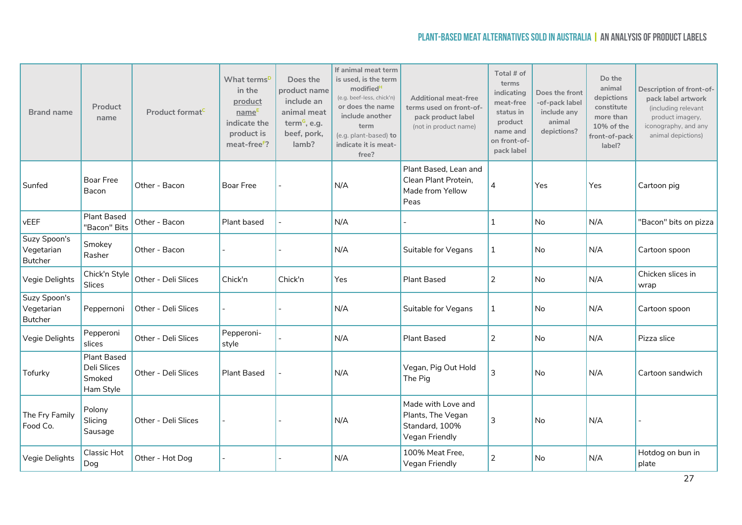| Brand name | Product name | Product format[C] | What terms[D] in the product name[E] indicate the product is meat-free[F]? | Does the product name include an animal meat term[G], e.g. beef, pork, lamb? | If animal meat term is used, is the term modified[H] (e.g. beef-less, chick'n) or does the name include another term (e.g. plant-based) to indicate it is meat-free? | Additional meat-free terms used on front-of-pack product label (not in product name) | Total # of terms indicating meat-free status in product name and on front-of-pack label | Does the front-of-pack label include any animal depictions? | Do the animal depictions constitute more than 10% of the front-of-pack label? | Description of front-of-pack label artwork (including relevant product imagery, iconography, and any animal depictions) |
|---|---|---|---|---|---|---|---|---|---|---|
| Sunfed | Boar Free Bacon | Other - Bacon | Boar Free | - | N/A | Plant Based, Lean and Clean Plant Protein, Made from Yellow Peas | 4 | Yes | Yes | Cartoon pig |
| vEEF | Plant Based "Bacon" Bits | Other - Bacon | Plant based | - | N/A | - | 1 | No | N/A | "Bacon" bits on pizza |
| Suzy Spoon's Vegetarian Butcher | Smokey Rasher | Other - Bacon | - | - | N/A | Suitable for Vegans | 1 | No | N/A | Cartoon spoon |
| Vegie Delights | Chick'n Style Slices | Other - Deli Slices | Chick'n | Chick'n | Yes | Plant Based | 2 | No | N/A | Chicken slices in wrap |
| Suzy Spoon's Vegetarian Butcher | Peppernoni | Other - Deli Slices | - | - | N/A | Suitable for Vegans | 1 | No | N/A | Cartoon spoon |
| Vegie Delights | Pepperoni slices | Other - Deli Slices | Pepperoni-style | - | N/A | Plant Based | 2 | No | N/A | Pizza slice |
| Tofurky | Plant Based Deli Slices Smoked Ham Style | Other - Deli Slices | Plant Based | - | N/A | Vegan, Pig Out Hold The Pig | 3 | No | N/A | Cartoon sandwich |
| The Fry Family Food Co. | Polony Slicing Sausage | Other - Deli Slices | - | - | N/A | Made with Love and Plants, The Vegan Standard, 100% Vegan Friendly | 3 | No | N/A | - |
| Vegie Delights | Classic Hot Dog | Other - Hot Dog | - | - | N/A | 100% Meat Free, Vegan Friendly | 2 | No | N/A | Hotdog on bun in plate |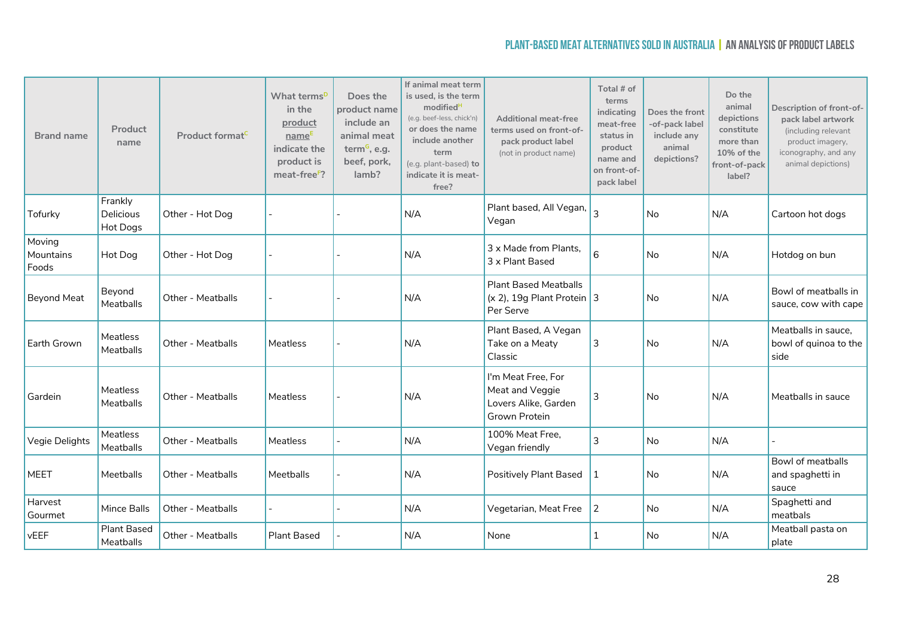| Brand name | Product name | Product format[C] | What terms[D] in the product name[E] indicate the product is meat-free[F]? | Does the product name include an animal meat term[G], e.g. beef, pork, lamb? | If animal meat term is used, is the term modified[H] (e.g. beef-less, chick'n) or does the name include another term (e.g. plant-based) to indicate it is meat-free? | Additional meat-free terms used on front-of-pack product label (not in product name) | Total # of terms indicating meat-free status in product name and on front-of-pack label | Does the front -of-pack label include any animal depictions? | Do the animal depictions constitute more than 10% of the front-of-pack label? | Description of front-of-pack label artwork (including relevant product imagery, iconography, and any animal depictions) |
|---|---|---|---|---|---|---|---|---|---|---|
| Tofurky | Frankly Delicious Hot Dogs | Other - Hot Dog | - | - | N/A | Plant based, All Vegan, Vegan | 3 | No | N/A | Cartoon hot dogs |
| Moving Mountains Foods | Hot Dog | Other - Hot Dog | - | - | N/A | 3 x Made from Plants, 3 x Plant Based | 6 | No | N/A | Hotdog on bun |
| Beyond Meat | Beyond Meatballs | Other - Meatballs | - | - | N/A | Plant Based Meatballs (x 2), 19g Plant Protein Per Serve | 3 | No | N/A | Bowl of meatballs in sauce, cow with cape |
| Earth Grown | Meatless Meatballs | Other - Meatballs | Meatless | - | N/A | Plant Based, A Vegan Take on a Meaty Classic | 3 | No | N/A | Meatballs in sauce, bowl of quinoa to the side |
| Gardein | Meatless Meatballs | Other - Meatballs | Meatless | - | N/A | I'm Meat Free, For Meat and Veggie Lovers Alike, Garden Grown Protein | 3 | No | N/A | Meatballs in sauce |
| Vegie Delights | Meatless Meatballs | Other - Meatballs | Meatless | - | N/A | 100% Meat Free, Vegan friendly | 3 | No | N/A | - |
| MEET | Meetballs | Other - Meatballs | Meetballs | - | N/A | Positively Plant Based | 1 | No | N/A | Bowl of meatballs and spaghetti in sauce |
| Harvest Gourmet | Mince Balls | Other - Meatballs | - | - | N/A | Vegetarian, Meat Free | 2 | No | N/A | Spaghetti and meatbals |
| vEEF | Plant Based Meatballs | Other - Meatballs | Plant Based | - | N/A | None | 1 | No | N/A | Meatball pasta on plate |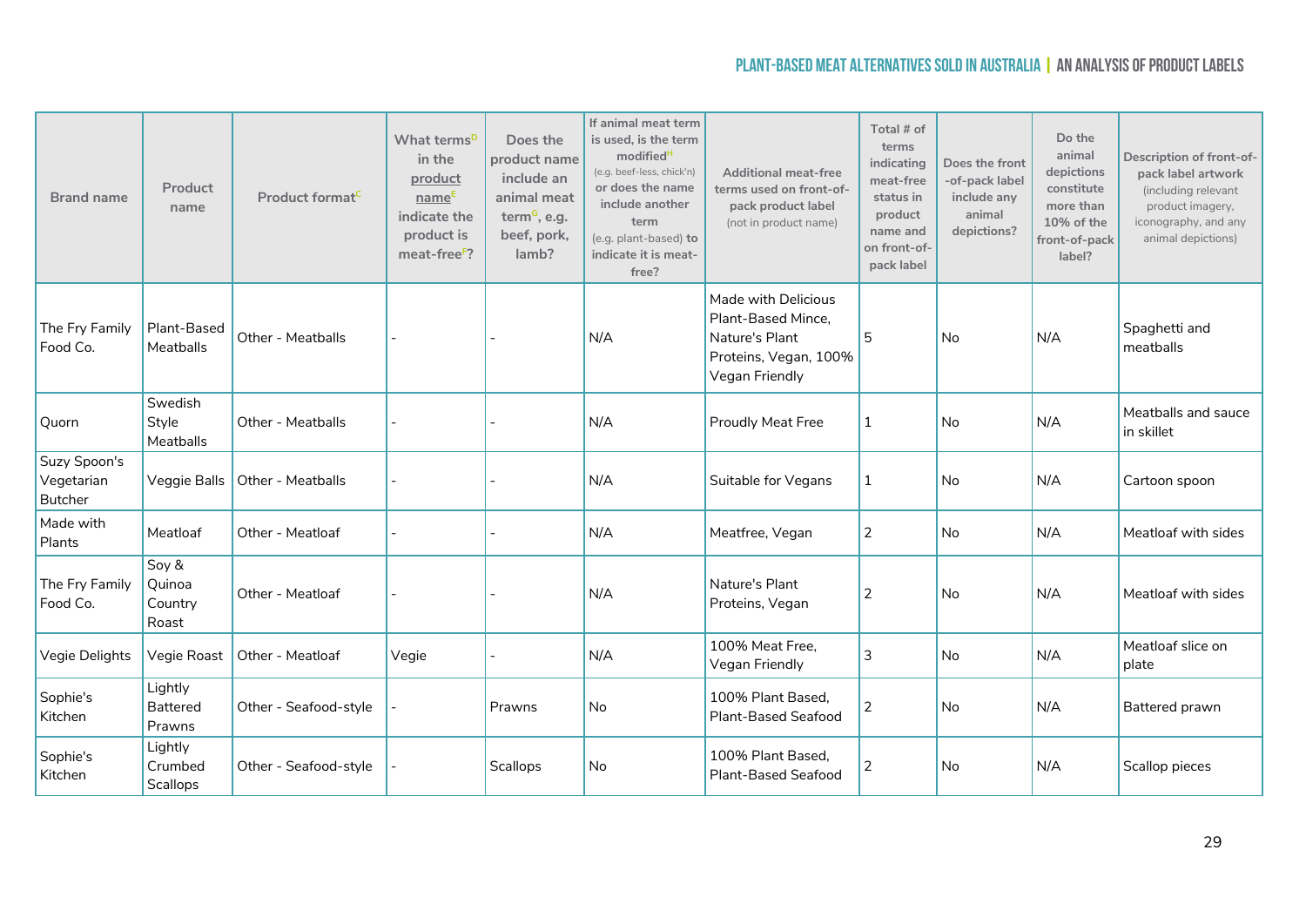| Brand name | Product name | Product format[C] | What terms[D] in the product name[E] indicate the product is meat-free[F]? | Does the product name include an animal meat term[G], e.g. beef, pork, lamb? | If animal meat term is used, is the term modified[H] (e.g. beef-less, chick'n) or does the name include another term (e.g. plant-based) to indicate it is meat-free? | Additional meat-free terms used on front-of-pack product label (not in product name) | Total # of terms indicating meat-free status in product name and on front-of-pack label | Does the front-of-pack label include any animal depictions? | Do the animal depictions constitute more than 10% of the front-of-pack label? | Description of front-of-pack label artwork (including relevant product imagery, iconography, and any animal depictions) |
|---|---|---|---|---|---|---|---|---|---|---|
| The Fry Family Food Co. | Plant-Based Meatballs | Other - Meatballs | - | - | N/A | Made with Delicious Plant-Based Mince, Nature's Plant Proteins, Vegan, 100% Vegan Friendly | 5 | No | N/A | Spaghetti and meatballs |
| Quorn | Swedish Style Meatballs | Other - Meatballs | - | - | N/A | Proudly Meat Free | 1 | No | N/A | Meatballs and sauce in skillet |
| Suzy Spoon's Vegetarian Butcher | Veggie Balls | Other - Meatballs | - | - | N/A | Suitable for Vegans | 1 | No | N/A | Cartoon spoon |
| Made with Plants | Meatloaf | Other - Meatloaf | - | - | N/A | Meatfree, Vegan | 2 | No | N/A | Meatloaf with sides |
| The Fry Family Food Co. | Soy & Quinoa Country Roast | Other - Meatloaf | - | - | N/A | Nature's Plant Proteins, Vegan | 2 | No | N/A | Meatloaf with sides |
| Vegie Delights | Vegie Roast | Other - Meatloaf | Vegie | - | N/A | 100% Meat Free, Vegan Friendly | 3 | No | N/A | Meatloaf slice on plate |
| Sophie's Kitchen | Lightly Battered Prawns | Other - Seafood-style | - | Prawns | No | 100% Plant Based, Plant-Based Seafood | 2 | No | N/A | Battered prawn |
| Sophie's Kitchen | Lightly Crumbed Scallops | Other - Seafood-style | - | Scallops | No | 100% Plant Based, Plant-Based Seafood | 2 | No | N/A | Scallop pieces |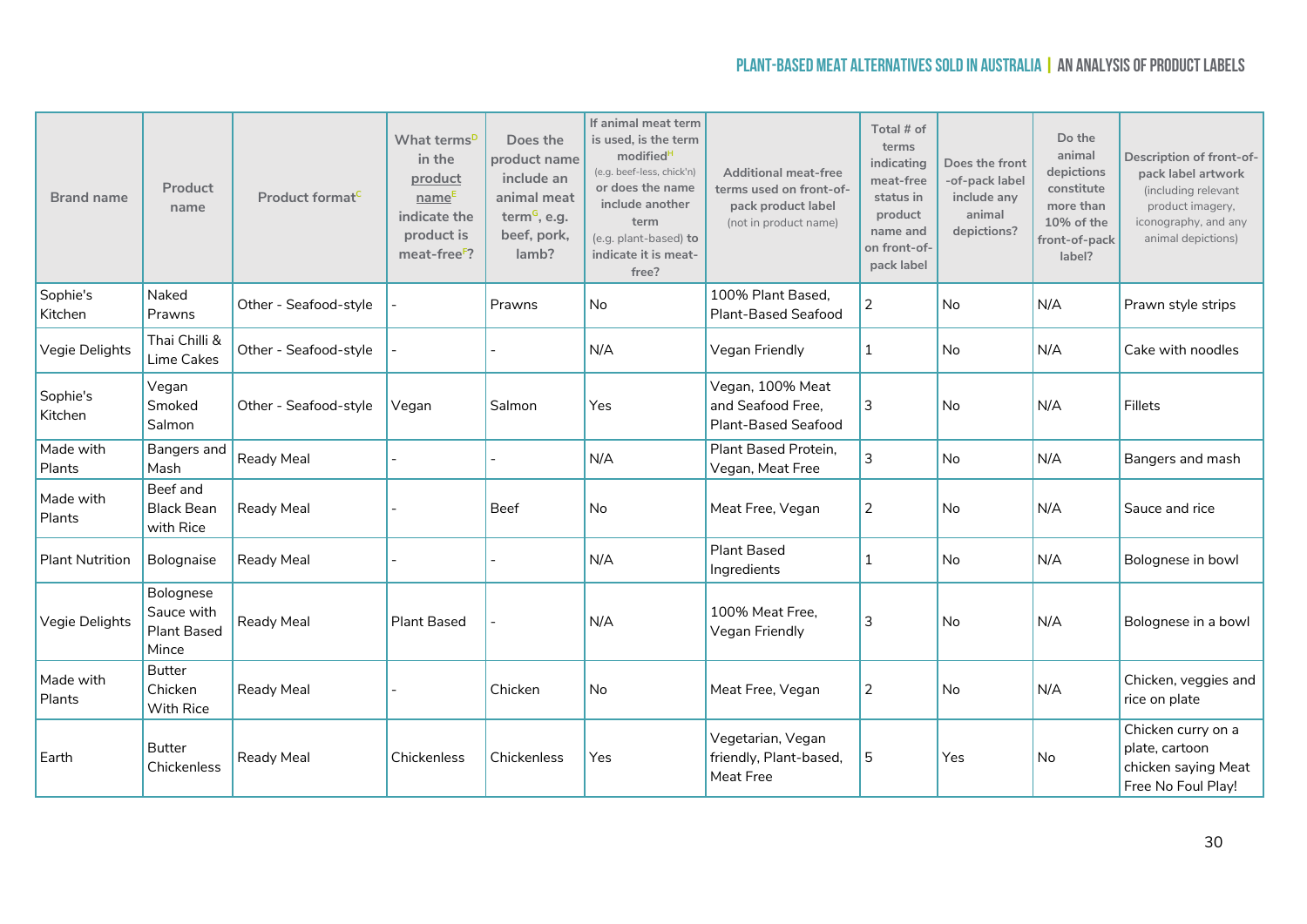| Brand name | Product name | Product format[C] | What terms[D] in the product name[E] indicate the product is meat-free[F]? | Does the product name include an animal meat term[G], e.g. beef, pork, lamb? | If animal meat term is used, is the term modified[H] (e.g. beef-less, chick'n) or does the name include another term (e.g. plant-based) to indicate it is meat-free? | Additional meat-free terms used on front-of-pack product label (not in product name) | Total # of terms indicating meat-free status in product name and on front-of-pack label | Does the front-of-pack label include any animal depictions? | Do the animal depictions constitute more than 10% of the front-of-pack label? | Description of front-of-pack label artwork (including relevant product imagery, iconography, and any animal depictions) |
|---|---|---|---|---|---|---|---|---|---|---|
| Sophie's Kitchen | Naked Prawns | Other - Seafood-style | - | Prawns | No | 100% Plant Based, Plant-Based Seafood | 2 | No | N/A | Prawn style strips |
| Vegie Delights | Thai Chilli & Lime Cakes | Other - Seafood-style | - | - | N/A | Vegan Friendly | 1 | No | N/A | Cake with noodles |
| Sophie's Kitchen | Vegan Smoked Salmon | Other - Seafood-style | Vegan | Salmon | Yes | Vegan, 100% Meat and Seafood Free, Plant-Based Seafood | 3 | No | N/A | Fillets |
| Made with Plants | Bangers and Mash | Ready Meal | - | - | N/A | Plant Based Protein, Vegan, Meat Free | 3 | No | N/A | Bangers and mash |
| Made with Plants | Beef and Black Bean with Rice | Ready Meal | - | Beef | No | Meat Free, Vegan | 2 | No | N/A | Sauce and rice |
| Plant Nutrition | Bolognaise | Ready Meal | - | - | N/A | Plant Based Ingredients | 1 | No | N/A | Bolognese in bowl |
| Vegie Delights | Bolognese Sauce with Plant Based Mince | Ready Meal | Plant Based | - | N/A | 100% Meat Free, Vegan Friendly | 3 | No | N/A | Bolognese in a bowl |
| Made with Plants | Butter Chicken With Rice | Ready Meal | - | Chicken | No | Meat Free, Vegan | 2 | No | N/A | Chicken, veggies and rice on plate |
| Earth | Butter Chickenless | Ready Meal | Chickenless | Chickenless | Yes | Vegetarian, Vegan friendly, Plant-based, Meat Free | 5 | Yes | No | Chicken curry on a plate, cartoon chicken saying Meat Free No Foul Play! |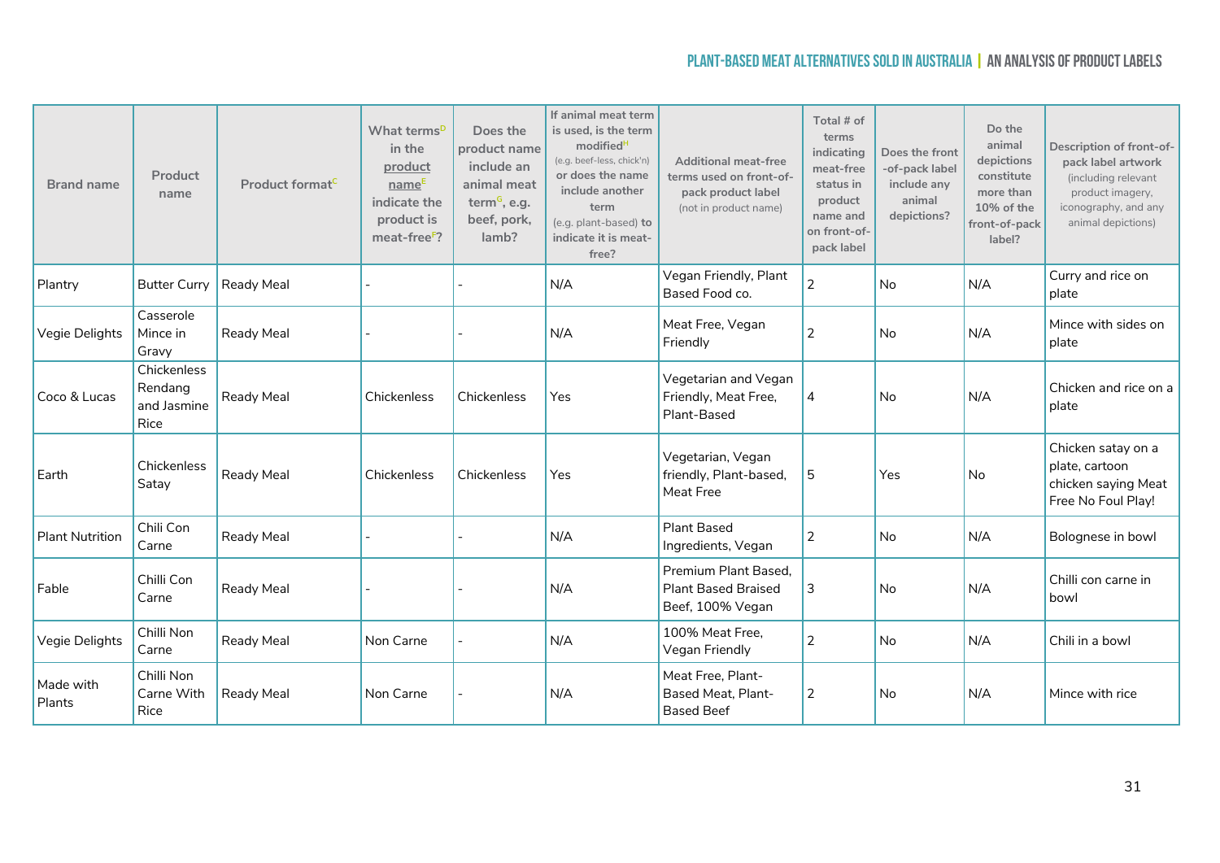| Brand name | Product name | Product format[C] | What terms[D] in the product name[E] indicate the product is meat-free[F]? | Does the product name include an animal meat term[G], e.g. beef, pork, lamb? | If animal meat term is used, is the term modified[H] (e.g. beef-less, chick'n) or does the name include another term (e.g. plant-based) to indicate it is meat-free? | Additional meat-free terms used on front-of-pack product label (not in product name) | Total # of terms indicating meat-free status in product name and on front-of-pack label | Does the front -of-pack label include any animal depictions? | Do the animal depictions constitute more than 10% of the front-of-pack label? | Description of front-of-pack label artwork (including relevant product imagery, iconography, and any animal depictions) |
|---|---|---|---|---|---|---|---|---|---|---|
| Plantry | Butter Curry | Ready Meal | - | - | N/A | Vegan Friendly, Plant Based Food co. | 2 | No | N/A | Curry and rice on plate |
| Vegie Delights | Casserole Mince in Gravy | Ready Meal | - | - | N/A | Meat Free, Vegan Friendly | 2 | No | N/A | Mince with sides on plate |
| Coco & Lucas | Chickenless Rendang and Jasmine Rice | Ready Meal | Chickenless | Chickenless | Yes | Vegetarian and Vegan Friendly, Meat Free, Plant-Based | 4 | No | N/A | Chicken and rice on a plate |
| Earth | Chickenless Satay | Ready Meal | Chickenless | Chickenless | Yes | Vegetarian, Vegan friendly, Plant-based, Meat Free | 5 | Yes | No | Chicken satay on a plate, cartoon chicken saying Meat Free No Foul Play! |
| Plant Nutrition | Chili Con Carne | Ready Meal | - | - | N/A | Plant Based Ingredients, Vegan | 2 | No | N/A | Bolognese in bowl |
| Fable | Chilli Con Carne | Ready Meal | - | - | N/A | Premium Plant Based, Plant Based Braised Beef, 100% Vegan | 3 | No | N/A | Chilli con carne in bowl |
| Vegie Delights | Chilli Non Carne | Ready Meal | Non Carne | - | N/A | 100% Meat Free, Vegan Friendly | 2 | No | N/A | Chili in a bowl |
| Made with Plants | Chilli Non Carne With Rice | Ready Meal | Non Carne | - | N/A | Meat Free, Plant-Based Meat, Plant-Based Beef | 2 | No | N/A | Mince with rice |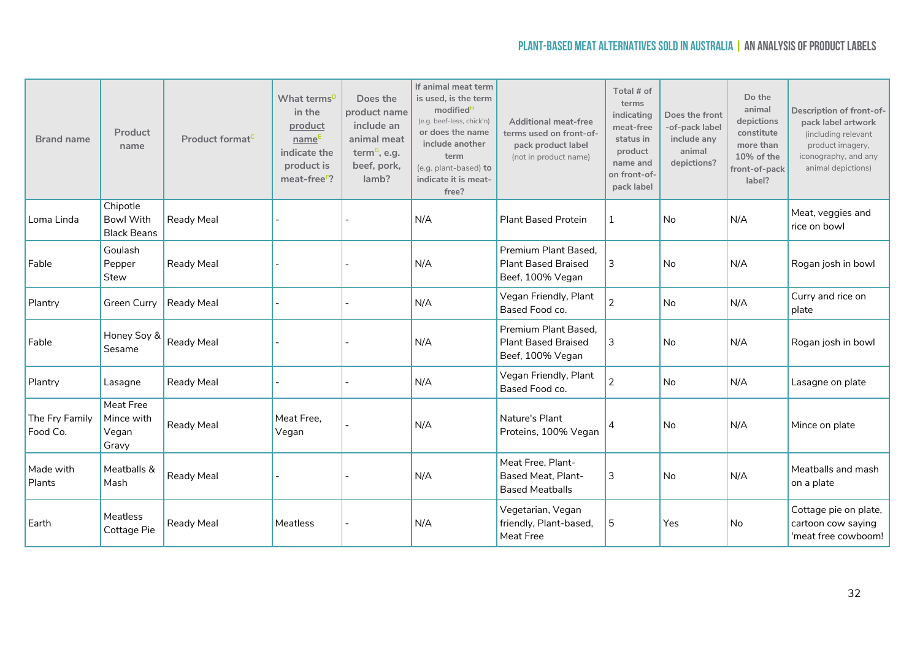| Brand name | Product name | Product format[C] | What terms[D] in the product name[E] indicate the product is meat-free[F]? | Does the product name include an animal meat term[G], e.g. beef, pork, lamb? | If animal meat term is used, is the term modified[H] (e.g. beef-less, chick'n) or does the name include another term (e.g. plant-based) to indicate it is meat-free? | Additional meat-free terms used on front-of-pack product label (not in product name) | Total # of terms indicating meat-free status in product name and on front-of-pack label | Does the front-of-pack label include any animal depictions? | Do the animal depictions constitute more than 10% of the front-of-pack label? | Description of front-of-pack label artwork (including relevant product imagery, iconography, and any animal depictions) |
|---|---|---|---|---|---|---|---|---|---|---|
| Loma Linda | Chipotle Bowl With Black Beans | Ready Meal | - | - | N/A | Plant Based Protein | 1 | No | N/A | Meat, veggies and rice on bowl |
| Fable | Goulash Pepper Stew | Ready Meal | - | - | N/A | Premium Plant Based, Plant Based Braised Beef, 100% Vegan | 3 | No | N/A | Rogan josh in bowl |
| Plantry | Green Curry | Ready Meal | - | - | N/A | Vegan Friendly, Plant Based Food co. | 2 | No | N/A | Curry and rice on plate |
| Fable | Honey Soy & Sesame | Ready Meal | - | - | N/A | Premium Plant Based, Plant Based Braised Beef, 100% Vegan | 3 | No | N/A | Rogan josh in bowl |
| Plantry | Lasagne | Ready Meal | - | - | N/A | Vegan Friendly, Plant Based Food co. | 2 | No | N/A | Lasagne on plate |
| The Fry Family Food Co. | Meat Free Mince with Vegan Gravy | Ready Meal | Meat Free, Vegan | - | N/A | Nature's Plant Proteins, 100% Vegan | 4 | No | N/A | Mince on plate |
| Made with Plants | Meatballs & Mash | Ready Meal | - | - | N/A | Meat Free, Plant-Based Meat, Plant-Based Meatballs | 3 | No | N/A | Meatballs and mash on a plate |
| Earth | Meatless Cottage Pie | Ready Meal | Meatless | - | N/A | Vegetarian, Vegan friendly, Plant-based, Meat Free | 5 | Yes | No | Cottage pie on plate, cartoon cow saying 'meat free cowboom! |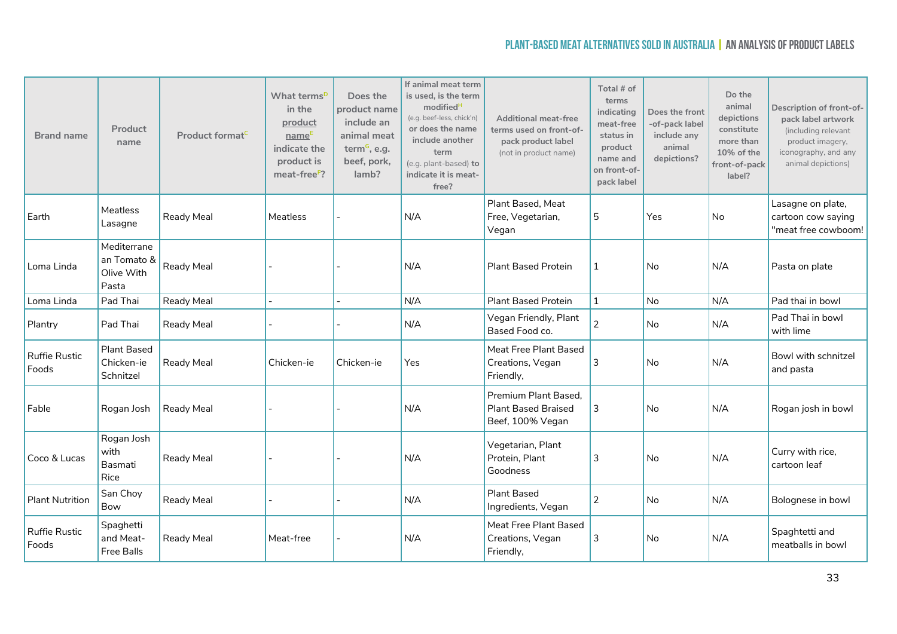| Brand name | Product name | Product format[C] | What terms[D] in the product name[E] indicate the product is meat-free[F]? | Does the product name include an animal meat term[G], e.g. beef, pork, lamb? | If animal meat term is used, is the term modified[H] (e.g. beef-less, chick'n) or does the name include another term (e.g. plant-based) to indicate it is meat-free? | Additional meat-free terms used on front-of-pack product label (not in product name) | Total # of terms indicating meat-free status in product name and on front-of-pack label | Does the front-of-pack label include any animal depictions? | Do the animal depictions constitute more than 10% of the front-of-pack label? | Description of front-of-pack label artwork (including relevant product imagery, iconography, and any animal depictions) |
|---|---|---|---|---|---|---|---|---|---|---|
| Earth | Meatless Lasagne | Ready Meal | Meatless | - | N/A | Plant Based, Meat Free, Vegetarian, Vegan | 5 | Yes | No | Lasagne on plate, cartoon cow saying "meat free cowboom! |
| Loma Linda | Mediterranean Tomato & Olive With Pasta | Ready Meal | - | - | N/A | Plant Based Protein | 1 | No | N/A | Pasta on plate |
| Loma Linda | Pad Thai | Ready Meal | - | - | N/A | Plant Based Protein | 1 | No | N/A | Pad thai in bowl |
| Plantry | Pad Thai | Ready Meal | - | - | N/A | Vegan Friendly, Plant Based Food co. | 2 | No | N/A | Pad Thai in bowl with lime |
| Ruffie Rustic Foods | Plant Based Chicken-ie Schnitzel | Ready Meal | Chicken-ie | Chicken-ie | Yes | Meat Free Plant Based Creations, Vegan Friendly, | 3 | No | N/A | Bowl with schnitzel and pasta |
| Fable | Rogan Josh | Ready Meal | - | - | N/A | Premium Plant Based, Plant Based Braised Beef, 100% Vegan | 3 | No | N/A | Rogan josh in bowl |
| Coco & Lucas | Rogan Josh with Basmati Rice | Ready Meal | - | - | N/A | Vegetarian, Plant Protein, Plant Goodness | 3 | No | N/A | Curry with rice, cartoon leaf |
| Plant Nutrition | San Choy Bow | Ready Meal | - | - | N/A | Plant Based Ingredients, Vegan | 2 | No | N/A | Bolognese in bowl |
| Ruffie Rustic Foods | Spaghetti and Meat-Free Balls | Ready Meal | Meat-free | - | N/A | Meat Free Plant Based Creations, Vegan Friendly, | 3 | No | N/A | Spaghetti and meatballs in bowl |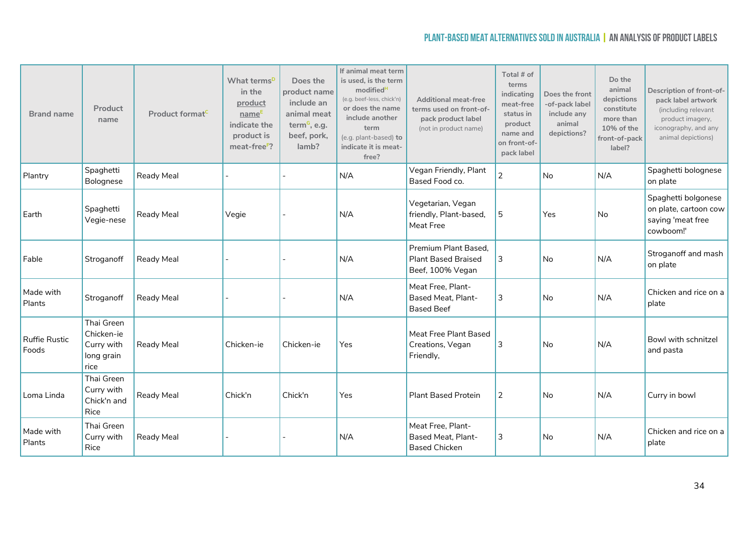| Brand name | Product name | Product format[C] | What terms[D] in the product name[E] indicate the product is meat-free[F]? | Does the product name include an animal meat term[G], e.g. beef, pork, lamb? | If animal meat term is used, is the term modified[H] (e.g. beef-less, chick'n) or does the name include another term (e.g. plant-based) to indicate it is meat-free? | Additional meat-free terms used on front-of-pack product label (not in product name) | Total # of terms indicating meat-free status in product name and on front-of-pack label | Does the front -of-pack label include any animal depictions? | Do the animal depictions constitute more than 10% of the front-of-pack label? | Description of front-of-pack label artwork (including relevant product imagery, iconography, and any animal depictions) |
|---|---|---|---|---|---|---|---|---|---|---|
| Plantry | Spaghetti Bolognese | Ready Meal | - | - | N/A | Vegan Friendly, Plant Based Food co. | 2 | No | N/A | Spaghetti bolognese on plate |
| Earth | Spaghetti Vegie-nese | Ready Meal | Vegie | - | N/A | Vegetarian, Vegan friendly, Plant-based, Meat Free | 5 | Yes | No | Spaghetti bolgonese on plate, cartoon cow saying 'meat free cowboom!' |
| Fable | Stroganoff | Ready Meal | - | - | N/A | Premium Plant Based, Plant Based Braised Beef, 100% Vegan | 3 | No | N/A | Stroganoff and mash on plate |
| Made with Plants | Stroganoff | Ready Meal | - | - | N/A | Meat Free, Plant-Based Meat, Plant-Based Beef | 3 | No | N/A | Chicken and rice on a plate |
| Ruffie Rustic Foods | Thai Green Chicken-ie Curry with long grain rice | Ready Meal | Chicken-ie | Chicken-ie | Yes | Meat Free Plant Based Creations, Vegan Friendly, | 3 | No | N/A | Bowl with schnitzel and pasta |
| Loma Linda | Thai Green Curry with Chick'n and Rice | Ready Meal | Chick'n | Chick'n | Yes | Plant Based Protein | 2 | No | N/A | Curry in bowl |
| Made with Plants | Thai Green Curry with Rice | Ready Meal | - | - | N/A | Meat Free, Plant-Based Meat, Plant-Based Chicken | 3 | No | N/A | Chicken and rice on a plate |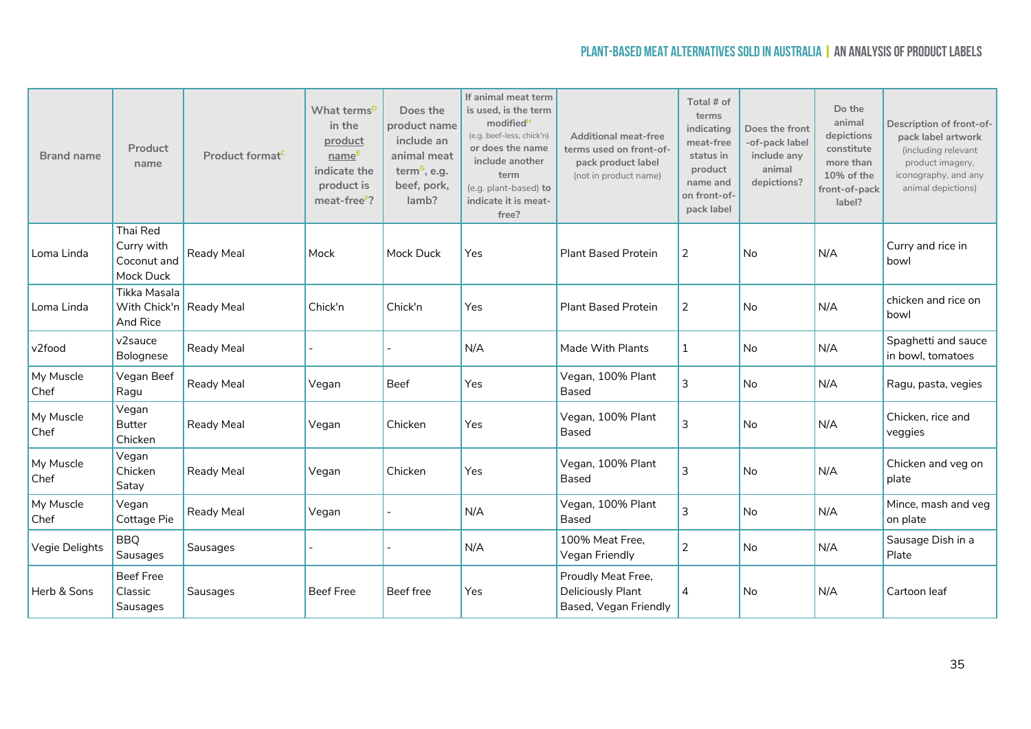| Brand name | Product name | Product format[C] | What terms[D] in the product name[E] indicate the product is meat-free[F]? | Does the product name include an animal meat term[G], e.g. beef, pork, lamb? | If animal meat term is used, is the term modified[H] (e.g. beef-less, chick'n) or does the name include another term (e.g. plant-based) to indicate it is meat-free? | Additional meat-free terms used on front-of-pack product label (not in product name) | Total # of terms indicating meat-free status in product name and on front-of-pack label | Does the front-of-pack label include any animal depictions? | Do the animal depictions constitute more than 10% of the front-of-pack label? | Description of front-of-pack label artwork (including relevant product imagery, iconography, and any animal depictions) |
|---|---|---|---|---|---|---|---|---|---|---|
| Loma Linda | Thai Red Curry with Coconut and Mock Duck | Ready Meal | Mock | Mock Duck | Yes | Plant Based Protein | 2 | No | N/A | Curry and rice in bowl |
| Loma Linda | Tikka Masala With Chick'n And Rice | Ready Meal | Chick'n | Chick'n | Yes | Plant Based Protein | 2 | No | N/A | chicken and rice on bowl |
| v2food | v2sauce Bolognese | Ready Meal | - | - | N/A | Made With Plants | 1 | No | N/A | Spaghetti and sauce in bowl, tomatoes |
| My Muscle Chef | Vegan Beef Ragu | Ready Meal | Vegan | Beef | Yes | Vegan, 100% Plant Based | 3 | No | N/A | Ragu, pasta, vegies |
| My Muscle Chef | Vegan Butter Chicken | Ready Meal | Vegan | Chicken | Yes | Vegan, 100% Plant Based | 3 | No | N/A | Chicken, rice and veggies |
| My Muscle Chef | Vegan Chicken Satay | Ready Meal | Vegan | Chicken | Yes | Vegan, 100% Plant Based | 3 | No | N/A | Chicken and veg on plate |
| My Muscle Chef | Vegan Cottage Pie | Ready Meal | Vegan | - | N/A | Vegan, 100% Plant Based | 3 | No | N/A | Mince, mash and veg on plate |
| Vegie Delights | BBQ Sausages | Sausages | - | - | N/A | 100% Meat Free, Vegan Friendly | 2 | No | N/A | Sausage Dish in a Plate |
| Herb & Sons | Beef Free Classic Sausages | Sausages | Beef Free | Beef free | Yes | Proudly Meat Free, Deliciously Plant Based, Vegan Friendly | 4 | No | N/A | Cartoon leaf |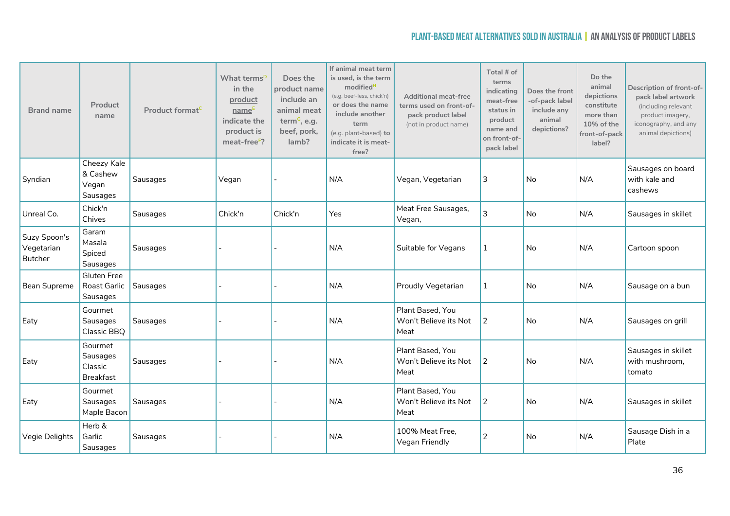| Brand name | Product name | Product format[C] | What terms[D] in the product name[E] indicate the product is meat-free[F]? | Does the product name include an animal meat term[G], e.g. beef, pork, lamb? | If animal meat term is used, is the term modified[H] (e.g. beef-less, chick'n) or does the name include another term (e.g. plant-based) to indicate it is meat-free? | Additional meat-free terms used on front-of-pack product label (not in product name) | Total # of terms indicating meat-free status in product name and on front-of-pack label | Does the front -of-pack label include any animal depictions? | Do the animal depictions constitute more than 10% of the front-of-pack label? | Description of front-of-pack label artwork (including relevant product imagery, iconography, and any animal depictions) |
|---|---|---|---|---|---|---|---|---|---|---|
| Syndian | Cheezy Kale & Cashew Vegan Sausages | Sausages | Vegan | - | N/A | Vegan, Vegetarian | 3 | No | N/A | Sausages on board with kale and cashews |
| Unreal Co. | Chick'n Chives | Sausages | Chick'n | Chick'n | Yes | Meat Free Sausages, Vegan, | 3 | No | N/A | Sausages in skillet |
| Suzy Spoon's Vegetarian Butcher | Garam Masala Spiced Sausages | Sausages | - | - | N/A | Suitable for Vegans | 1 | No | N/A | Cartoon spoon |
| Bean Supreme | Gluten Free Roast Garlic Sausages | Sausages | - | - | N/A | Proudly Vegetarian | 1 | No | N/A | Sausage on a bun |
| Eaty | Gourmet Sausages Classic BBQ | Sausages | - | - | N/A | Plant Based, You Won't Believe its Not Meat | 2 | No | N/A | Sausages on grill |
| Eaty | Gourmet Sausages Classic Breakfast | Sausages | - | - | N/A | Plant Based, You Won't Believe its Not Meat | 2 | No | N/A | Sausages in skillet with mushroom, tomato |
| Eaty | Gourmet Sausages Maple Bacon | Sausages | - | - | N/A | Plant Based, You Won't Believe its Not Meat | 2 | No | N/A | Sausages in skillet |
| Vegie Delights | Herb & Garlic Sausages | Sausages | - | - | N/A | 100% Meat Free, Vegan Friendly | 2 | No | N/A | Sausage Dish in a Plate |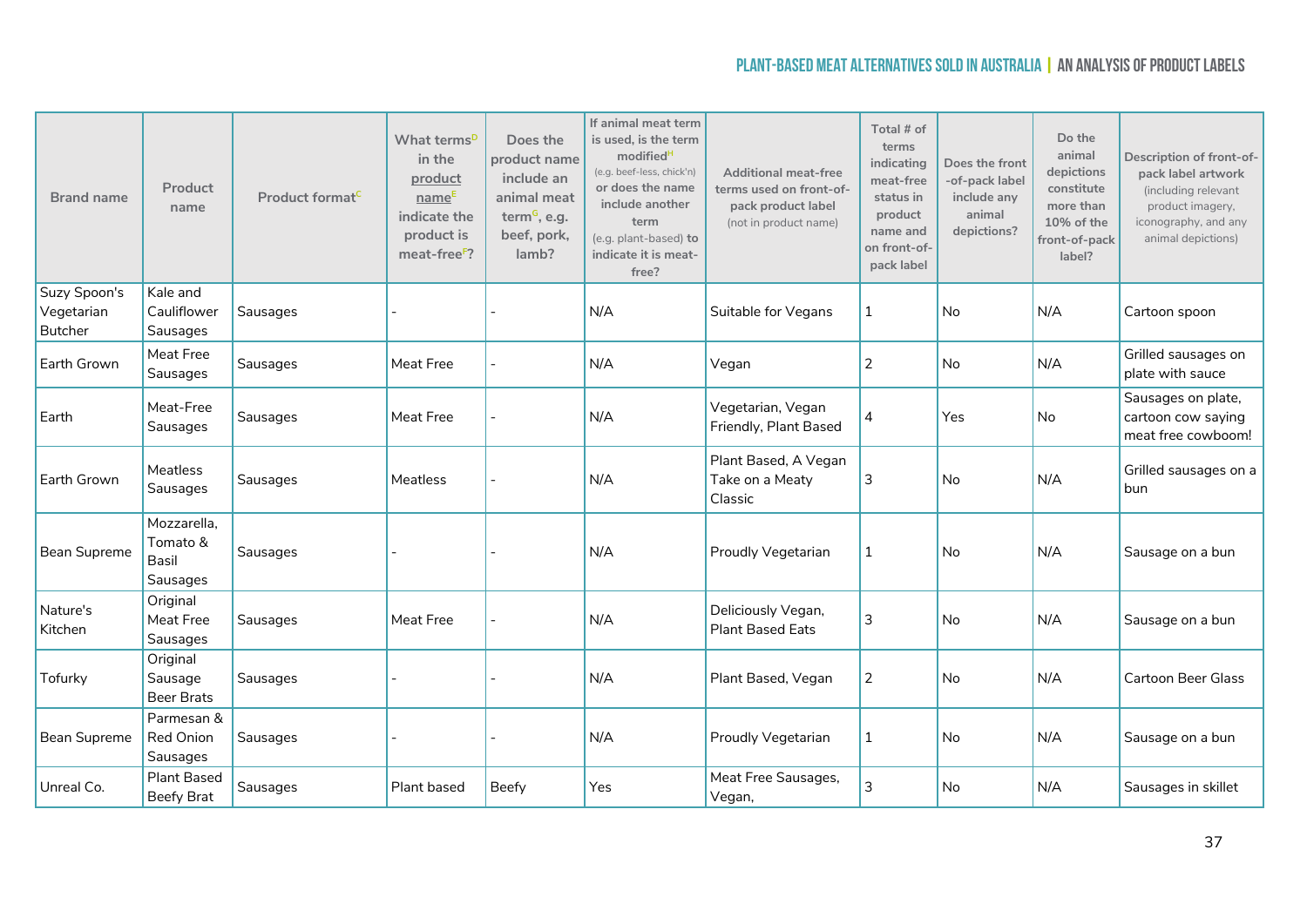| Brand name | Product name | Product format[C] | What terms[D] in the product name[E] indicate the product is meat-free[F]? | Does the product name include an animal meat term[G], e.g. beef, pork, lamb? | If animal meat term is used, is the term modified[H] (e.g. beef-less, chick'n) or does the name include another term (e.g. plant-based) to indicate it is meat-free? | Additional meat-free terms used on front-of-pack product label (not in product name) | Total # of terms indicating meat-free status in product name and on front-of-pack label | Does the front -of-pack label include any animal depictions? | Do the animal depictions constitute more than 10% of the front-of-pack label? | Description of front-of-pack label artwork (including relevant product imagery, iconography, and any animal depictions) |
|---|---|---|---|---|---|---|---|---|---|---|
| Suzy Spoon's Vegetarian Butcher | Kale and Cauliflower Sausages | Sausages | - | - | N/A | Suitable for Vegans | 1 | No | N/A | Cartoon spoon |
| Earth Grown | Meat Free Sausages | Sausages | Meat Free | - | N/A | Vegan | 2 | No | N/A | Grilled sausages on plate with sauce |
| Earth | Meat-Free Sausages | Sausages | Meat Free | - | N/A | Vegetarian, Vegan Friendly, Plant Based | 4 | Yes | No | Sausages on plate, cartoon cow saying meat free cowboom! |
| Earth Grown | Meatless Sausages | Sausages | Meatless | - | N/A | Plant Based, A Vegan Take on a Meaty Classic | 3 | No | N/A | Grilled sausages on a bun |
| Bean Supreme | Mozzarella, Tomato & Basil Sausages | Sausages | - | - | N/A | Proudly Vegetarian | 1 | No | N/A | Sausage on a bun |
| Nature's Kitchen | Original Meat Free Sausages | Sausages | Meat Free | - | N/A | Deliciously Vegan, Plant Based Eats | 3 | No | N/A | Sausage on a bun |
| Tofurky | Original Sausage Beer Brats | Sausages | - | - | N/A | Plant Based, Vegan | 2 | No | N/A | Cartoon Beer Glass |
| Bean Supreme | Parmesan & Red Onion Sausages | Sausages | - | - | N/A | Proudly Vegetarian | 1 | No | N/A | Sausage on a bun |
| Unreal Co. | Plant Based Beefy Brat | Sausages | Plant based | Beefy | Yes | Meat Free Sausages, Vegan, | 3 | No | N/A | Sausages in skillet |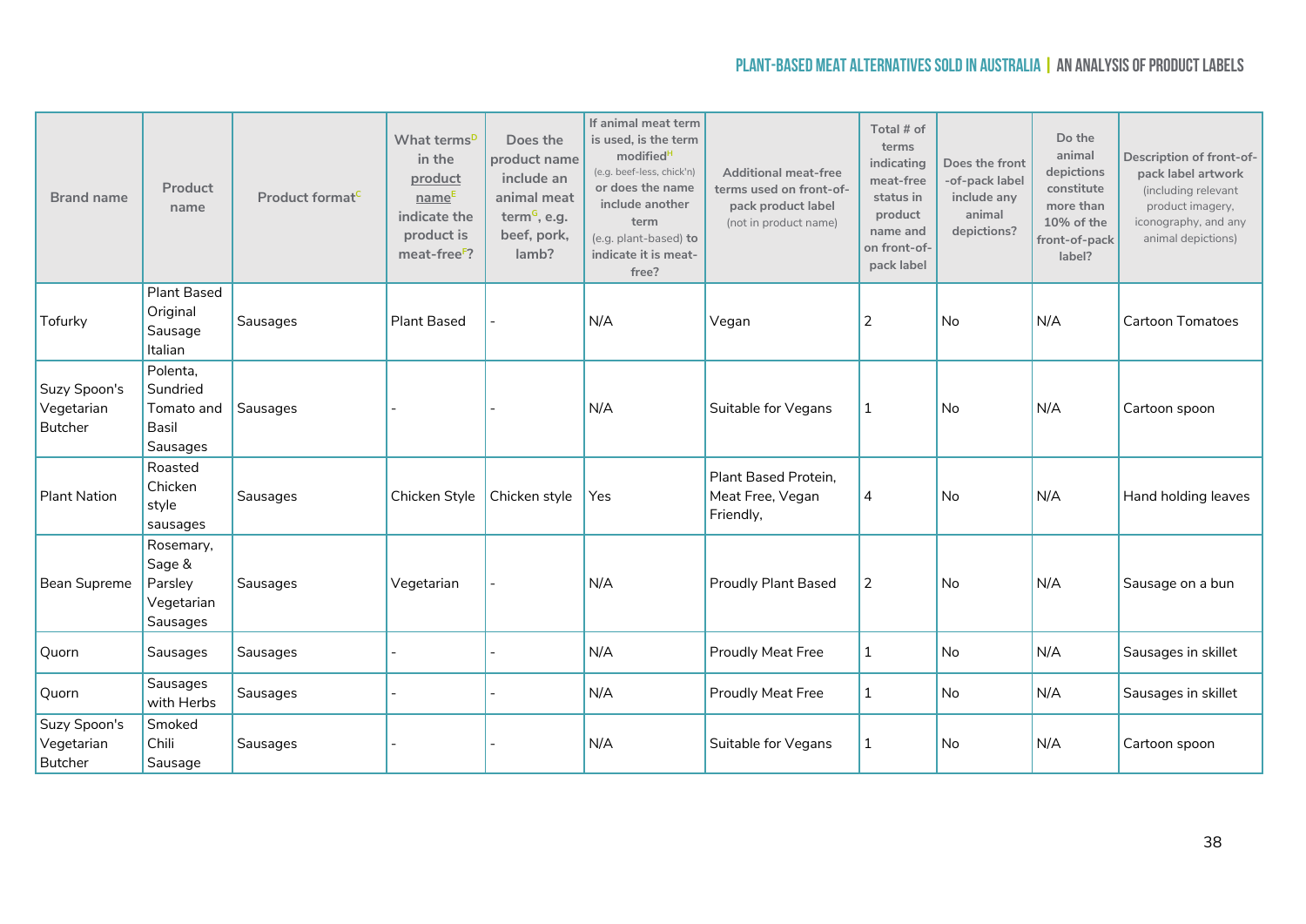| Brand name | Product name | Product format[C] | What terms[D] in the product name[E] indicate the product is meat-free[F]? | Does the product name include an animal meat term[G], e.g. beef, pork, lamb? | If animal meat term is used, is the term modified[H] (e.g. beef-less, chick'n) or does the name include another term (e.g. plant-based) to indicate it is meat-free? | Additional meat-free terms used on front-of-pack product label (not in product name) | Total # of terms indicating meat-free status in product name and on front-of-pack label | Does the front -of-pack label include any animal depictions? | Do the animal depictions constitute more than 10% of the front-of-pack label? | Description of front-of-pack label artwork (including relevant product imagery, iconography, and any animal depictions) |
|---|---|---|---|---|---|---|---|---|---|---|
| Tofurky | Plant Based Original Sausage Italian | Sausages | Plant Based | - | N/A | Vegan | 2 | No | N/A | Cartoon Tomatoes |
| Suzy Spoon's Vegetarian Butcher | Polenta, Sundried Tomato and Basil Sausages | Sausages | - | - | N/A | Suitable for Vegans | 1 | No | N/A | Cartoon spoon |
| Plant Nation | Roasted Chicken style sausages | Sausages | Chicken Style | Chicken style | Yes | Plant Based Protein, Meat Free, Vegan Friendly, | 4 | No | N/A | Hand holding leaves |
| Bean Supreme | Rosemary, Sage & Parsley Vegetarian Sausages | Sausages | Vegetarian | - | N/A | Proudly Plant Based | 2 | No | N/A | Sausage on a bun |
| Quorn | Sausages | Sausages | - | - | N/A | Proudly Meat Free | 1 | No | N/A | Sausages in skillet |
| Quorn | Sausages with Herbs | Sausages | - | - | N/A | Proudly Meat Free | 1 | No | N/A | Sausages in skillet |
| Suzy Spoon's Vegetarian Butcher | Smoked Chili Sausage | Sausages | - | - | N/A | Suitable for Vegans | 1 | No | N/A | Cartoon spoon |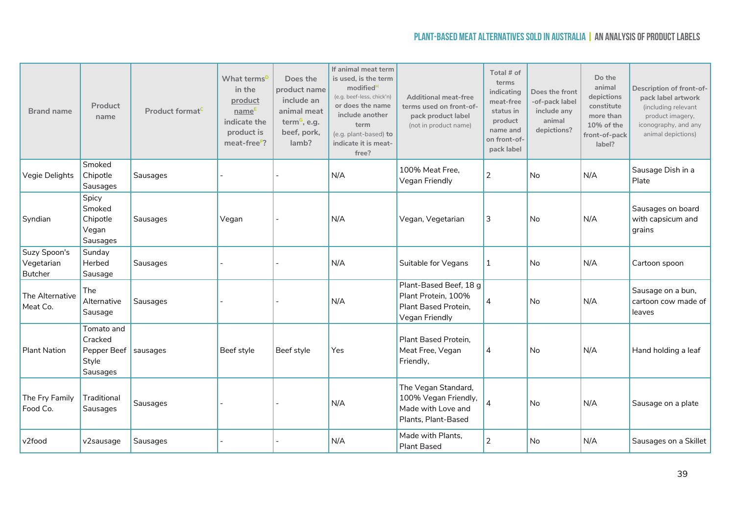| Brand name | Product name | Product format[C] | What terms[D] in the product name[E] indicate the product is meat-free[F]? | Does the product name include an animal meat term[G], e.g. beef, pork, lamb? | If animal meat term is used, is the term modified[H] (e.g. beef-less, chick'n) or does the name include another term (e.g. plant-based) to indicate it is meat-free? | Additional meat-free terms used on front-of-pack product label (not in product name) | Total # of terms indicating meat-free status in product name and on front-of-pack label | Does the front-of-pack label include any animal depictions? | Do the animal depictions constitute more than 10% of the front-of-pack label? | Description of front-of-pack label artwork (including relevant product imagery, iconography, and any animal depictions) |
|---|---|---|---|---|---|---|---|---|---|---|
| Vegie Delights | Smoked Chipotle Sausages | Sausages | - | - | N/A | 100% Meat Free, Vegan Friendly | 2 | No | N/A | Sausage Dish in a Plate |
| Syndian | Spicy Smoked Chipotle Vegan Sausages | Sausages | Vegan | - | N/A | Vegan, Vegetarian | 3 | No | N/A | Sausages on board with capsicum and grains |
| Suzy Spoon's Vegetarian Butcher | Sunday Herbed Sausage | Sausages | - | - | N/A | Suitable for Vegans | 1 | No | N/A | Cartoon spoon |
| The Alternative Meat Co. | The Alternative Sausage | Sausages | - | - | N/A | Plant-Based Beef, 18 g Plant Protein, 100% Plant Based Protein, Vegan Friendly | 4 | No | N/A | Sausage on a bun, cartoon cow made of leaves |
| Plant Nation | Tomato and Cracked Pepper Beef Style Sausages | sausages | Beef style | Beef style | Yes | Plant Based Protein, Meat Free, Vegan Friendly, | 4 | No | N/A | Hand holding a leaf |
| The Fry Family Food Co. | Traditional Sausages | Sausages | - | - | N/A | The Vegan Standard, 100% Vegan Friendly, Made with Love and Plants, Plant-Based | 4 | No | N/A | Sausage on a plate |
| v2food | v2sausage | Sausages | - | - | N/A | Made with Plants, Plant Based | 2 | No | N/A | Sausages on a Skillet |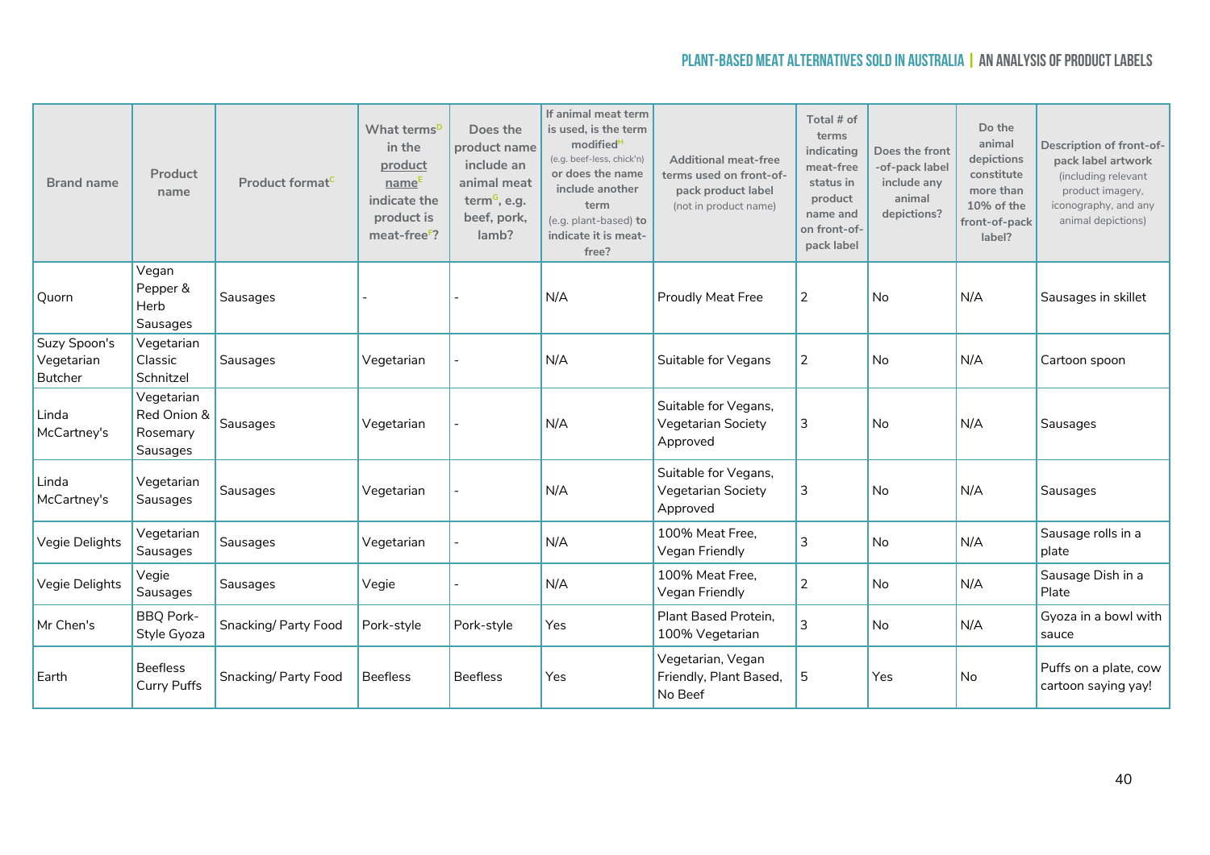| Brand name | Product name | Product format[C] | What terms[D] in the product name[E] indicate the product is meat-free[F]? | Does the product name include an animal meat term[G], e.g. beef, pork, lamb? | If animal meat term is used, is the term modified[H] (e.g. beef-less, chick'n) or does the name include another term (e.g. plant-based) to indicate it is meat-free? | Additional meat-free terms used on front-of-pack product label (not in product name) | Total # of terms indicating meat-free status in product name and on front-of-pack label | Does the front-of-pack label include any animal depictions? | Do the animal depictions constitute more than 10% of the front-of-pack label? | Description of front-of-pack label artwork (including relevant product imagery, iconography, and any animal depictions) |
|---|---|---|---|---|---|---|---|---|---|---|
| Quorn | Vegan Pepper & Herb Sausages | Sausages | - | - | N/A | Proudly Meat Free | 2 | No | N/A | Sausages in skillet |
| Suzy Spoon's Vegetarian Butcher | Vegetarian Classic Schnitzel | Sausages | Vegetarian | - | N/A | Suitable for Vegans | 2 | No | N/A | Cartoon spoon |
| Linda McCartney's | Vegetarian Red Onion & Rosemary Sausages | Sausages | Vegetarian | - | N/A | Suitable for Vegans, Vegetarian Society Approved | 3 | No | N/A | Sausages |
| Linda McCartney's | Vegetarian Sausages | Sausages | Vegetarian | - | N/A | Suitable for Vegans, Vegetarian Society Approved | 3 | No | N/A | Sausages |
| Vegie Delights | Vegetarian Sausages | Sausages | Vegetarian | - | N/A | 100% Meat Free, Vegan Friendly | 3 | No | N/A | Sausage rolls in a plate |
| Vegie Delights | Vegie Sausages | Sausages | Vegie | - | N/A | 100% Meat Free, Vegan Friendly | 2 | No | N/A | Sausage Dish in a Plate |
| Mr Chen's | BBQ Pork-Style Gyoza | Snacking/ Party Food | Pork-style | Pork-style | Yes | Plant Based Protein, 100% Vegetarian | 3 | No | N/A | Gyoza in a bowl with sauce |
| Earth | Beefless Curry Puffs | Snacking/ Party Food | Beefless | Beefless | Yes | Vegetarian, Vegan Friendly, Plant Based, No Beef | 5 | Yes | No | Puffs on a plate, cow cartoon saying yay! |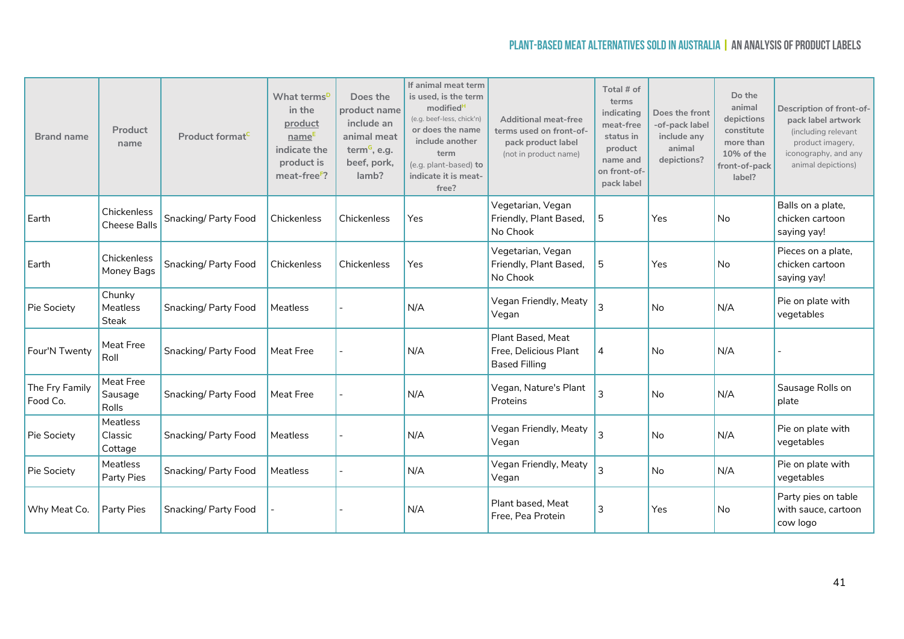| Brand name | Product name | Product format[C] | What terms[D] in the product name[E] indicate the product is meat-free[F]? | Does the product name include an animal meat term[G], e.g. beef, pork, lamb? | If animal meat term is used, is the term modified[H] (e.g. beef-less, chick'n) or does the name include another term (e.g. plant-based) to indicate it is meat-free? | Additional meat-free terms used on front-of-pack product label (not in product name) | Total # of terms indicating meat-free status in product name and on front-of-pack label | Does the front -of-pack label include any animal depictions? | Do the animal depictions constitute more than 10% of the front-of-pack label? | Description of front-of-pack label artwork (including relevant product imagery, iconography, and any animal depictions) |
|---|---|---|---|---|---|---|---|---|---|---|
| Earth | Chickenless Cheese Balls | Snacking/ Party Food | Chickenless | Chickenless | Yes | Vegetarian, Vegan Friendly, Plant Based, No Chook | 5 | Yes | No | Balls on a plate, chicken cartoon saying yay! |
| Earth | Chickenless Money Bags | Snacking/ Party Food | Chickenless | Chickenless | Yes | Vegetarian, Vegan Friendly, Plant Based, No Chook | 5 | Yes | No | Pieces on a plate, chicken cartoon saying yay! |
| Pie Society | Chunky Meatless Steak | Snacking/ Party Food | Meatless | - | N/A | Vegan Friendly, Meaty Vegan | 3 | No | N/A | Pie on plate with vegetables |
| Four'N Twenty | Meat Free Roll | Snacking/ Party Food | Meat Free | - | N/A | Plant Based, Meat Free, Delicious Plant Based Filling | 4 | No | N/A | - |
| The Fry Family Food Co. | Meat Free Sausage Rolls | Snacking/ Party Food | Meat Free | - | N/A | Vegan, Nature's Plant Proteins | 3 | No | N/A | Sausage Rolls on plate |
| Pie Society | Meatless Classic Cottage | Snacking/ Party Food | Meatless | - | N/A | Vegan Friendly, Meaty Vegan | 3 | No | N/A | Pie on plate with vegetables |
| Pie Society | Meatless Party Pies | Snacking/ Party Food | Meatless | - | N/A | Vegan Friendly, Meaty Vegan | 3 | No | N/A | Pie on plate with vegetables |
| Why Meat Co. | Party Pies | Snacking/ Party Food | - | - | N/A | Plant based, Meat Free, Pea Protein | 3 | Yes | No | Party pies on table with sauce, cartoon cow logo |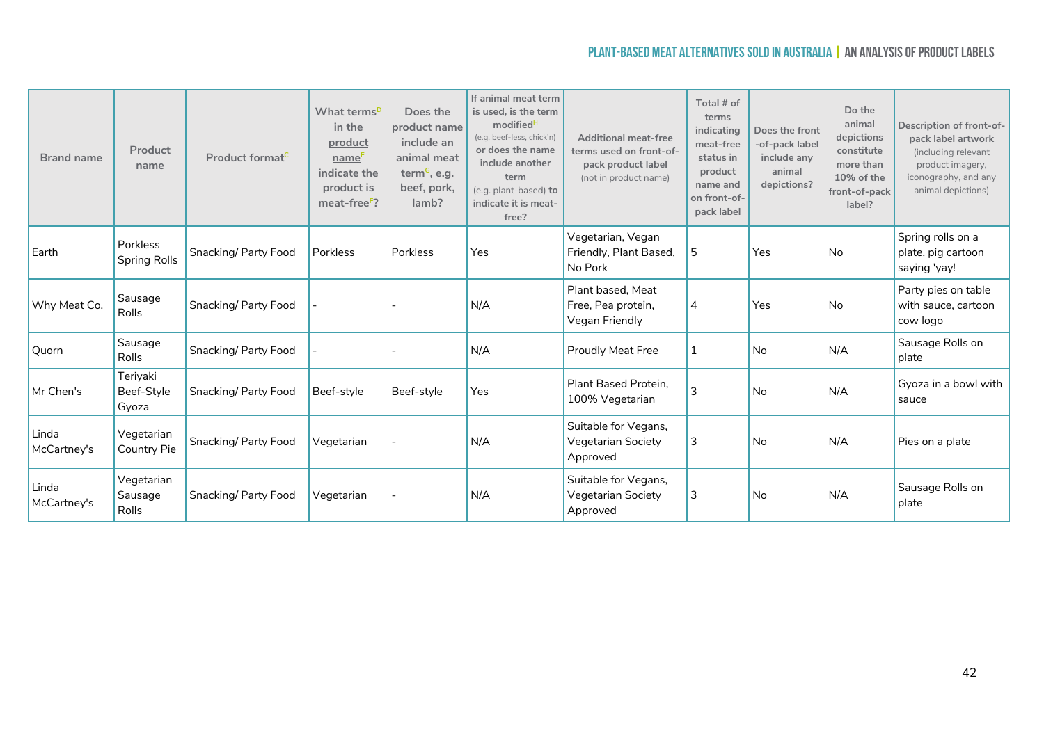| Brand name | Product name | Product format[C] | What terms[D] in the product name[E] indicate the product is meat-free[F]? | Does the product name include an animal meat term[G], e.g. beef, pork, lamb? | If animal meat term is used, is the term modified[H] (e.g. beef-less, chick'n) or does the name include another term (e.g. plant-based) to indicate it is meat-free? | Additional meat-free terms used on front-of-pack product label (not in product name) | Total # of terms indicating meat-free status in product name and on front-of-pack label | Does the front-of-pack label include any animal depictions? | Do the animal depictions constitute more than 10% of the front-of-pack label? | Description of front-of-pack label artwork (including relevant product imagery, iconography, and any animal depictions) |
|---|---|---|---|---|---|---|---|---|---|---|
| Earth | Porkless Spring Rolls | Snacking/ Party Food | Porkless | Porkless | Yes | Vegetarian, Vegan Friendly, Plant Based, No Pork | 5 | Yes | No | Spring rolls on a plate, pig cartoon saying 'yay! |
| Why Meat Co. | Sausage Rolls | Snacking/ Party Food | - | - | N/A | Plant based, Meat Free, Pea protein, Vegan Friendly | 4 | Yes | No | Party pies on table with sauce, cartoon cow logo |
| Quorn | Sausage Rolls | Snacking/ Party Food | - | - | N/A | Proudly Meat Free | 1 | No | N/A | Sausage Rolls on plate |
| Mr Chen's | Teriyaki Beef-Style Gyoza | Snacking/ Party Food | Beef-style | Beef-style | Yes | Plant Based Protein, 100% Vegetarian | 3 | No | N/A | Gyoza in a bowl with sauce |
| Linda McCartney's | Vegetarian Country Pie | Snacking/ Party Food | Vegetarian | - | N/A | Suitable for Vegans, Vegetarian Society Approved | 3 | No | N/A | Pies on a plate |
| Linda McCartney's | Vegetarian Sausage Rolls | Snacking/ Party Food | Vegetarian | - | N/A | Suitable for Vegans, Vegetarian Society Approved | 3 | No | N/A | Sausage Rolls on plate |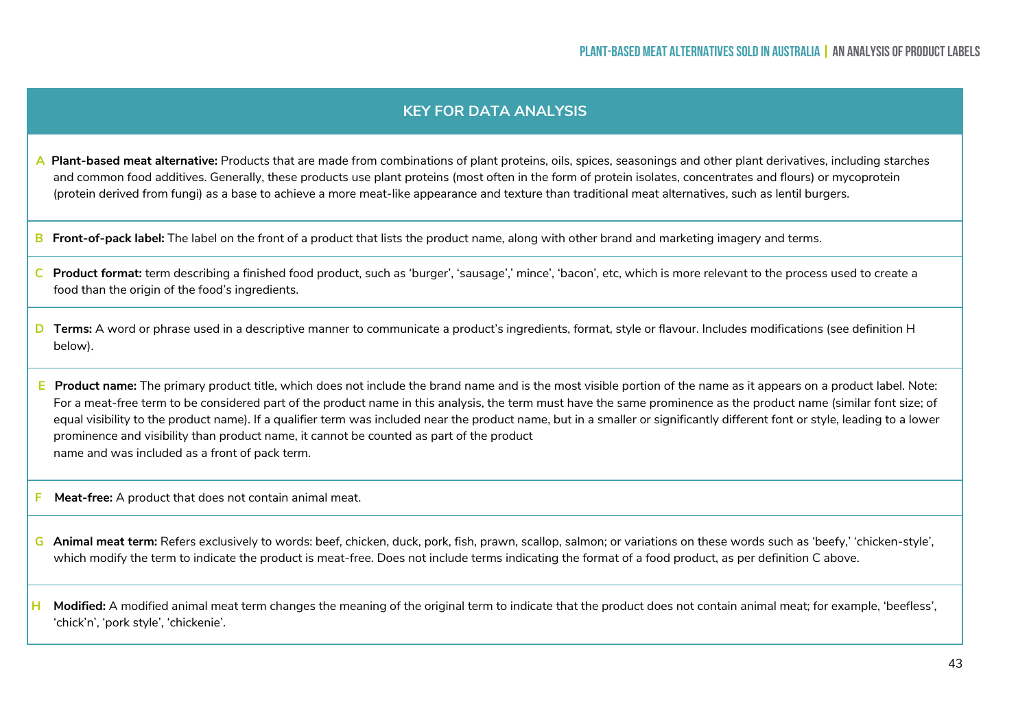## KEY FOR DATA ANALYSIS

**A** **Plant-based meat alternative:** Products that are made from combinations of plant proteins, oils, spices, seasonings and other plant derivatives, including starches and common food additives. Generally, these products use plant proteins (most often in the form of protein isolates, concentrates and flours) or mycoprotein (protein derived from fungi) as a base to achieve a more meat-like appearance and texture than traditional meat alternatives, such as lentil burgers.

**B** **Front-of-pack label:** The label on the front of a product that lists the product name, along with other brand and marketing imagery and terms.

**C** **Product format:** term describing a finished food product, such as 'burger', 'sausage',' mince', 'bacon', etc, which is more relevant to the process used to create a food than the origin of the food's ingredients.

**D** **Terms:** A word or phrase used in a descriptive manner to communicate a product's ingredients, format, style or flavour. Includes modifications (see definition H below).

**E** **Product name:** The primary product title, which does not include the brand name and is the most visible portion of the name as it appears on a product label. Note: For a meat-free term to be considered part of the product name in this analysis, the term must have the same prominence as the product name (similar font size; of equal visibility to the product name). If a qualifier term was included near the product name, but in a smaller or significantly different font or style, leading to a lower prominence and visibility than product name, it cannot be counted as part of the product name and was included as a front of pack term.

**F** **Meat-free:** A product that does not contain animal meat.

**G** **Animal meat term:** Refers exclusively to words: beef, chicken, duck, pork, fish, prawn, scallop, salmon; or variations on these words such as 'beefy,' 'chicken-style', which modify the term to indicate the product is meat-free. Does not include terms indicating the format of a food product, as per definition C above.

**H** **Modified:** A modified animal meat term changes the meaning of the original term to indicate that the product does not contain animal meat; for example, 'beefless', 'chick'n', 'pork style', 'chickenie'.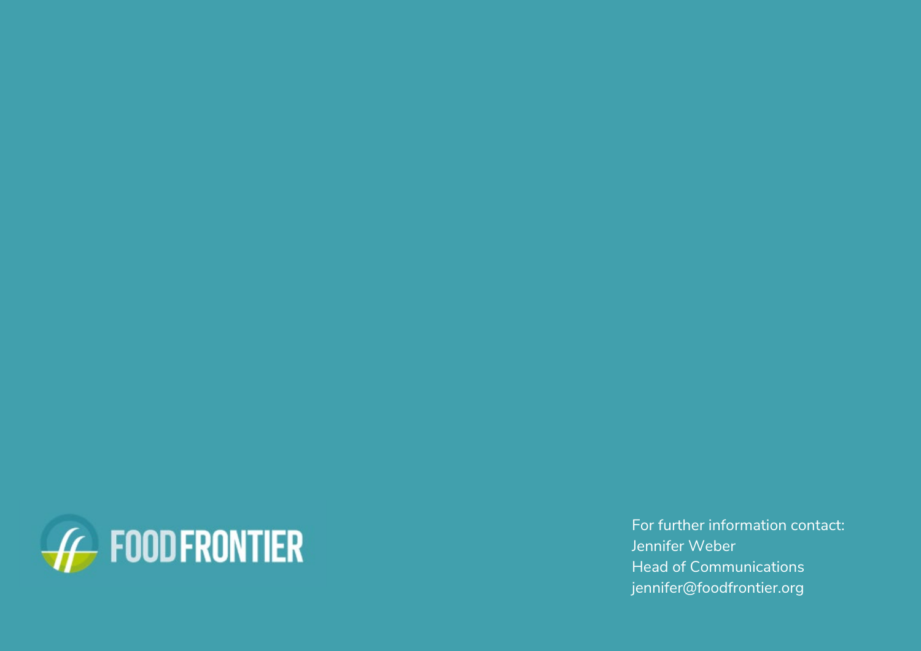FOOD FRONTIER

For further information contact:
Jennifer Weber
Head of Communications
jennifer@foodfrontier.org